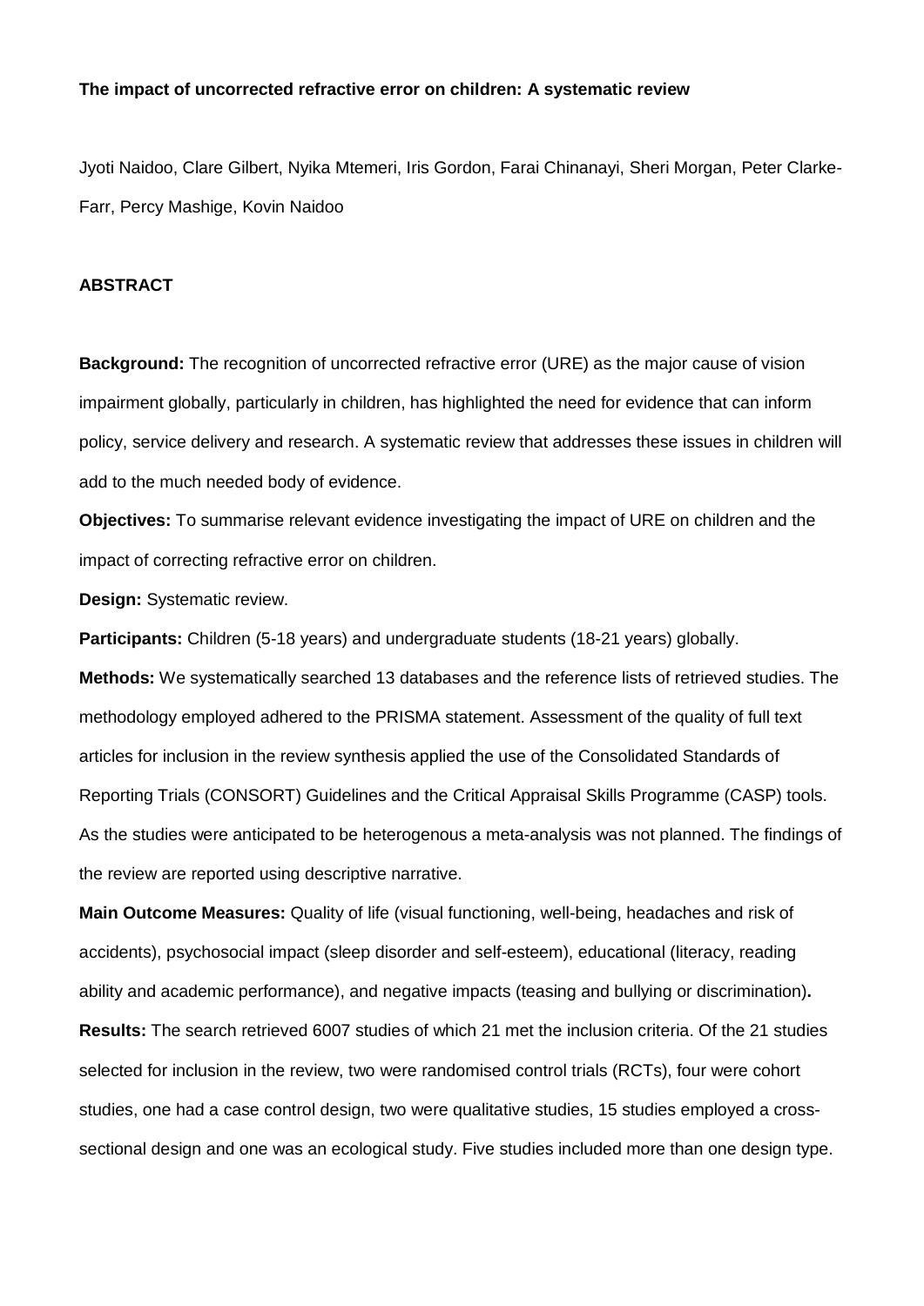**The impact of uncorrected refractive error on children: A systematic review**

Jyoti Naidoo, Clare Gilbert, Nyika Mtemeri, Iris Gordon, Farai Chinanayi, Sheri Morgan, Peter Clarke-Farr, Percy Mashige, Kovin Naidoo

**ABSTRACT**

**Background:** The recognition of uncorrected refractive error (URE) as the major cause of vision impairment globally, particularly in children, has highlighted the need for evidence that can inform policy, service delivery and research. A systematic review that addresses these issues in children will add to the much needed body of evidence.

**Objectives:** To summarise relevant evidence investigating the impact of URE on children and the impact of correcting refractive error on children.

**Design:** Systematic review.

**Participants:** Children (5-18 years) and undergraduate students (18-21 years) globally.

**Methods:** We systematically searched 13 databases and the reference lists of retrieved studies. The methodology employed adhered to the PRISMA statement. Assessment of the quality of full text articles for inclusion in the review synthesis applied the use of the Consolidated Standards of Reporting Trials (CONSORT) Guidelines and the Critical Appraisal Skills Programme (CASP) tools. As the studies were anticipated to be heterogenous a meta-analysis was not planned. The findings of the review are reported using descriptive narrative.

**Main Outcome Measures:** Quality of life (visual functioning, well-being, headaches and risk of accidents), psychosocial impact (sleep disorder and self-esteem), educational (literacy, reading ability and academic performance), and negative impacts (teasing and bullying or discrimination)**.**

**Results:** The search retrieved 6007 studies of which 21 met the inclusion criteria. Of the 21 studies selected for inclusion in the review, two were randomised control trials (RCTs), four were cohort studies, one had a case control design, two were qualitative studies, 15 studies employed a cross-sectional design and one was an ecological study. Five studies included more than one design type.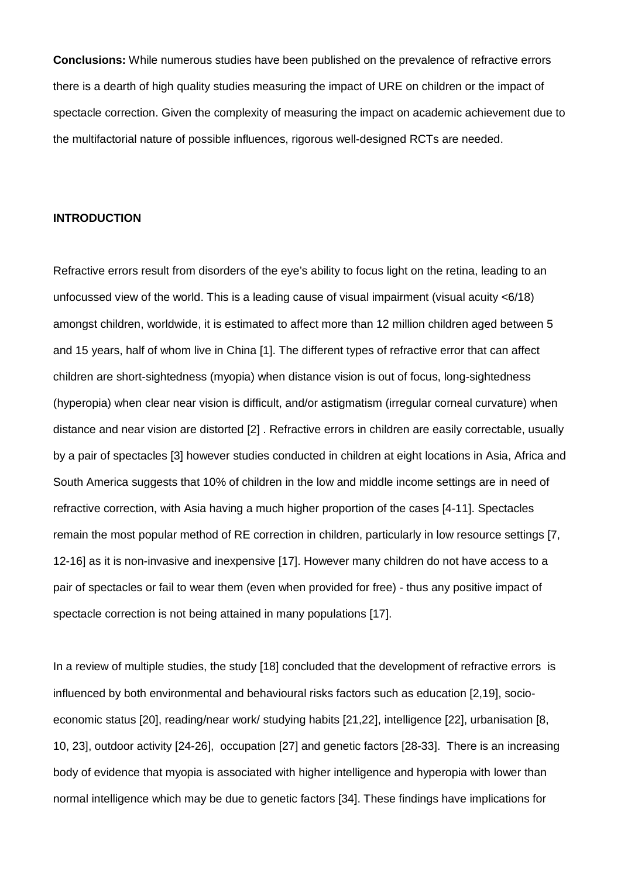**Conclusions:** While numerous studies have been published on the prevalence of refractive errors there is a dearth of high quality studies measuring the impact of URE on children or the impact of spectacle correction. Given the complexity of measuring the impact on academic achievement due to the multifactorial nature of possible influences, rigorous well-designed RCTs are needed.

## INTRODUCTION

Refractive errors result from disorders of the eye's ability to focus light on the retina, leading to an unfocussed view of the world. This is a leading cause of visual impairment (visual acuity <6/18) amongst children, worldwide, it is estimated to affect more than 12 million children aged between 5 and 15 years, half of whom live in China [1]. The different types of refractive error that can affect children are short-sightedness (myopia) when distance vision is out of focus, long-sightedness (hyperopia) when clear near vision is difficult, and/or astigmatism (irregular corneal curvature) when distance and near vision are distorted [2] . Refractive errors in children are easily correctable, usually by a pair of spectacles [3] however studies conducted in children at eight locations in Asia, Africa and South America suggests that 10% of children in the low and middle income settings are in need of refractive correction, with Asia having a much higher proportion of the cases [4-11]. Spectacles remain the most popular method of RE correction in children, particularly in low resource settings [7, 12-16] as it is non-invasive and inexpensive [17]. However many children do not have access to a pair of spectacles or fail to wear them (even when provided for free) - thus any positive impact of spectacle correction is not being attained in many populations [17].

In a review of multiple studies, the study [18] concluded that the development of refractive errors is influenced by both environmental and behavioural risks factors such as education [2,19], socio-economic status [20], reading/near work/ studying habits [21,22], intelligence [22], urbanisation [8, 10, 23], outdoor activity [24-26], occupation [27] and genetic factors [28-33]. There is an increasing body of evidence that myopia is associated with higher intelligence and hyperopia with lower than normal intelligence which may be due to genetic factors [34]. These findings have implications for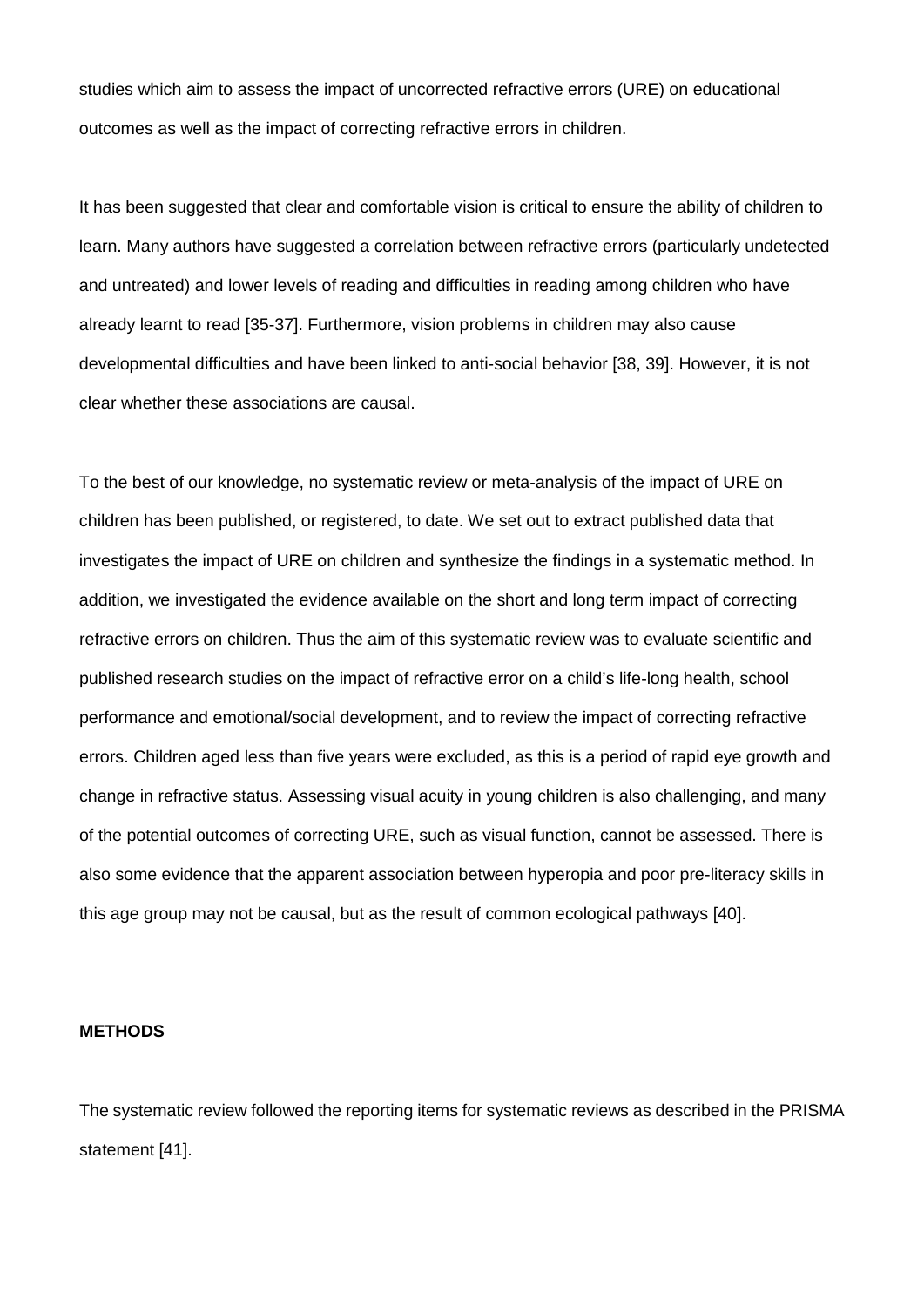studies which aim to assess the impact of uncorrected refractive errors (URE) on educational outcomes as well as the impact of correcting refractive errors in children.

It has been suggested that clear and comfortable vision is critical to ensure the ability of children to learn. Many authors have suggested a correlation between refractive errors (particularly undetected and untreated) and lower levels of reading and difficulties in reading among children who have already learnt to read [35-37]. Furthermore, vision problems in children may also cause developmental difficulties and have been linked to anti-social behavior [38, 39]. However, it is not clear whether these associations are causal.

To the best of our knowledge, no systematic review or meta-analysis of the impact of URE on children has been published, or registered, to date. We set out to extract published data that investigates the impact of URE on children and synthesize the findings in a systematic method. In addition, we investigated the evidence available on the short and long term impact of correcting refractive errors on children. Thus the aim of this systematic review was to evaluate scientific and published research studies on the impact of refractive error on a child's life-long health, school performance and emotional/social development, and to review the impact of correcting refractive errors. Children aged less than five years were excluded, as this is a period of rapid eye growth and change in refractive status. Assessing visual acuity in young children is also challenging, and many of the potential outcomes of correcting URE, such as visual function, cannot be assessed. There is also some evidence that the apparent association between hyperopia and poor pre-literacy skills in this age group may not be causal, but as the result of common ecological pathways [40].

## METHODS

The systematic review followed the reporting items for systematic reviews as described in the PRISMA statement [41].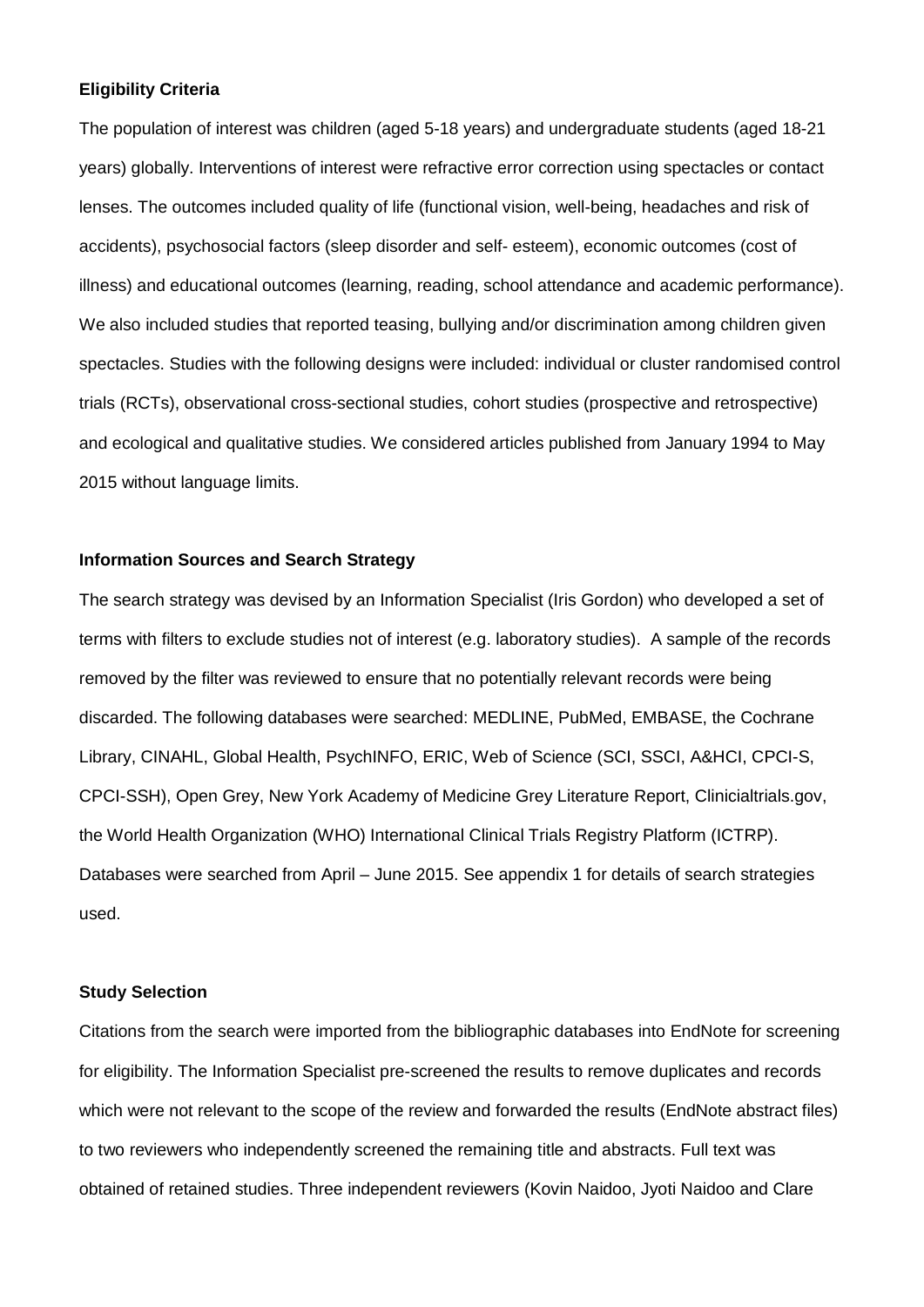**Eligibility Criteria**

The population of interest was children (aged 5-18 years) and undergraduate students (aged 18-21 years) globally. Interventions of interest were refractive error correction using spectacles or contact lenses. The outcomes included quality of life (functional vision, well-being, headaches and risk of accidents), psychosocial factors (sleep disorder and self- esteem), economic outcomes (cost of illness) and educational outcomes (learning, reading, school attendance and academic performance). We also included studies that reported teasing, bullying and/or discrimination among children given spectacles. Studies with the following designs were included: individual or cluster randomised control trials (RCTs), observational cross-sectional studies, cohort studies (prospective and retrospective) and ecological and qualitative studies. We considered articles published from January 1994 to May 2015 without language limits.

**Information Sources and Search Strategy**

The search strategy was devised by an Information Specialist (Iris Gordon) who developed a set of terms with filters to exclude studies not of interest (e.g. laboratory studies). A sample of the records removed by the filter was reviewed to ensure that no potentially relevant records were being discarded. The following databases were searched: MEDLINE, PubMed, EMBASE, the Cochrane Library, CINAHL, Global Health, PsychINFO, ERIC, Web of Science (SCI, SSCI, A&HCI, CPCI-S, CPCI-SSH), Open Grey, New York Academy of Medicine Grey Literature Report, Clinicialtrials.gov, the World Health Organization (WHO) International Clinical Trials Registry Platform (ICTRP). Databases were searched from April – June 2015. See appendix 1 for details of search strategies used.

**Study Selection**

Citations from the search were imported from the bibliographic databases into EndNote for screening for eligibility. The Information Specialist pre-screened the results to remove duplicates and records which were not relevant to the scope of the review and forwarded the results (EndNote abstract files) to two reviewers who independently screened the remaining title and abstracts. Full text was obtained of retained studies. Three independent reviewers (Kovin Naidoo, Jyoti Naidoo and Clare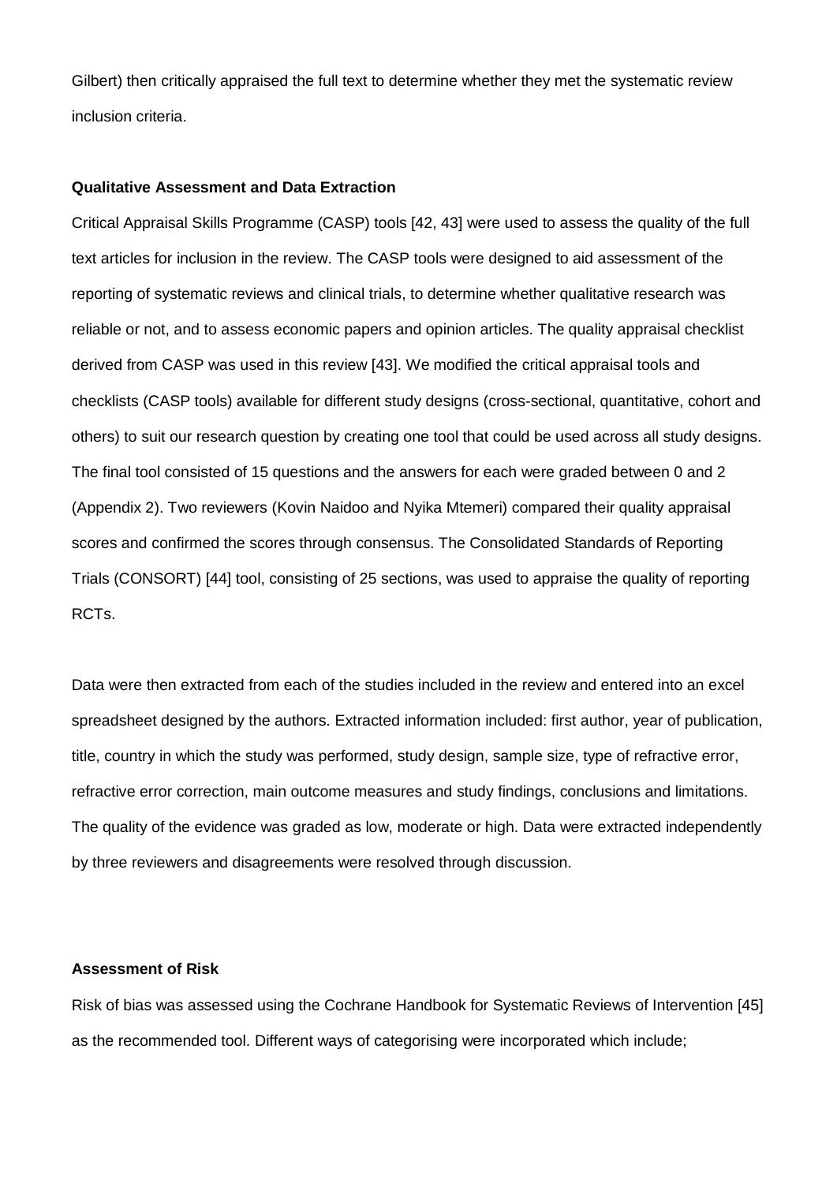Gilbert) then critically appraised the full text to determine whether they met the systematic review inclusion criteria.

**Qualitative Assessment and Data Extraction**

Critical Appraisal Skills Programme (CASP) tools [42, 43] were used to assess the quality of the full text articles for inclusion in the review. The CASP tools were designed to aid assessment of the reporting of systematic reviews and clinical trials, to determine whether qualitative research was reliable or not, and to assess economic papers and opinion articles. The quality appraisal checklist derived from CASP was used in this review [43]. We modified the critical appraisal tools and checklists (CASP tools) available for different study designs (cross-sectional, quantitative, cohort and others) to suit our research question by creating one tool that could be used across all study designs. The final tool consisted of 15 questions and the answers for each were graded between 0 and 2 (Appendix 2). Two reviewers (Kovin Naidoo and Nyika Mtemeri) compared their quality appraisal scores and confirmed the scores through consensus. The Consolidated Standards of Reporting Trials (CONSORT) [44] tool, consisting of 25 sections, was used to appraise the quality of reporting RCTs.

Data were then extracted from each of the studies included in the review and entered into an excel spreadsheet designed by the authors. Extracted information included: first author, year of publication, title, country in which the study was performed, study design, sample size, type of refractive error, refractive error correction, main outcome measures and study findings, conclusions and limitations. The quality of the evidence was graded as low, moderate or high. Data were extracted independently by three reviewers and disagreements were resolved through discussion.

**Assessment of Risk**

Risk of bias was assessed using the Cochrane Handbook for Systematic Reviews of Intervention [45] as the recommended tool. Different ways of categorising were incorporated which include;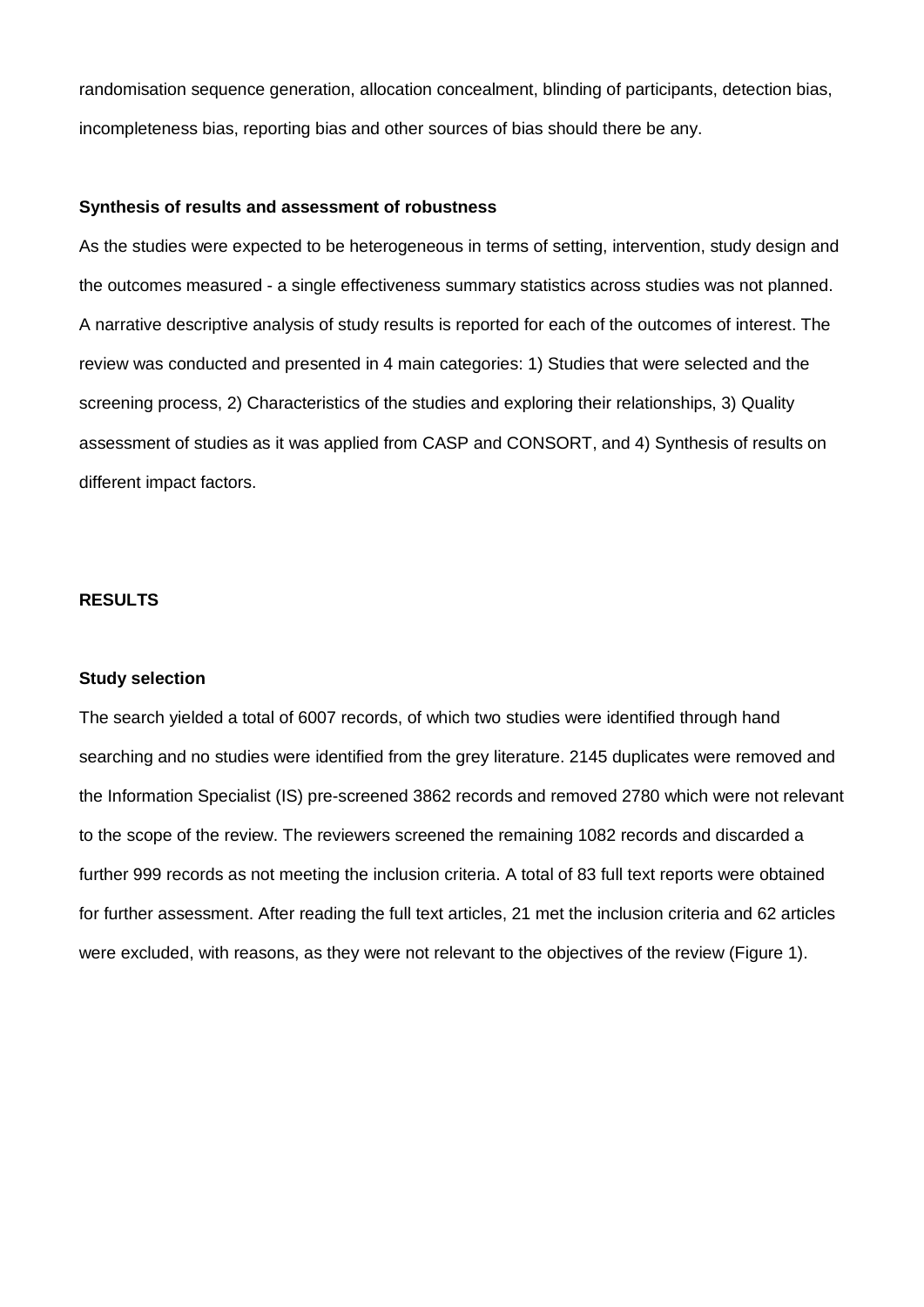randomisation sequence generation, allocation concealment, blinding of participants, detection bias, incompleteness bias, reporting bias and other sources of bias should there be any.

**Synthesis of results and assessment of robustness**

As the studies were expected to be heterogeneous in terms of setting, intervention, study design and the outcomes measured - a single effectiveness summary statistics across studies was not planned. A narrative descriptive analysis of study results is reported for each of the outcomes of interest. The review was conducted and presented in 4 main categories: 1) Studies that were selected and the screening process, 2) Characteristics of the studies and exploring their relationships, 3) Quality assessment of studies as it was applied from CASP and CONSORT, and 4) Synthesis of results on different impact factors.

## RESULTS

**Study selection**

The search yielded a total of 6007 records, of which two studies were identified through hand searching and no studies were identified from the grey literature. 2145 duplicates were removed and the Information Specialist (IS) pre-screened 3862 records and removed 2780 which were not relevant to the scope of the review. The reviewers screened the remaining 1082 records and discarded a further 999 records as not meeting the inclusion criteria. A total of 83 full text reports were obtained for further assessment. After reading the full text articles, 21 met the inclusion criteria and 62 articles were excluded, with reasons, as they were not relevant to the objectives of the review (Figure 1).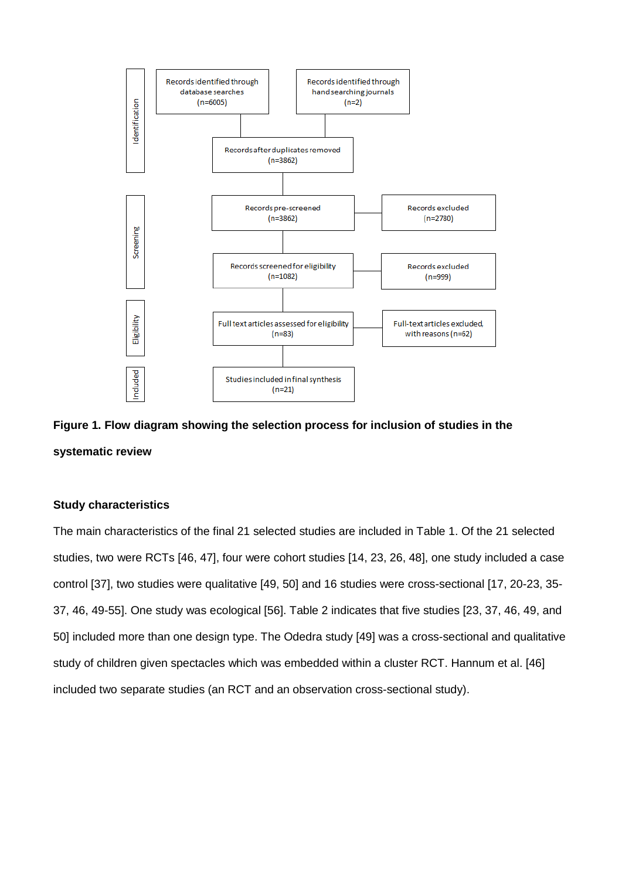Identification

Records identified through database searches (n=6005)

Records identified through handsearching journals (n=2)

Records after duplicates removed (n=3862)

Screening

Records pre-screened (n=3862)

Records excluded (n=2780)

Records screened for eligibility (n=1082)

Records excluded (n=999)

Eligibility

Full text articles assessed for eligibility (n=83)

Full-text articles excluded, with reasons (n=62)

Included

Studies included in final synthesis (n=21)

**Figure 1. Flow diagram showing the selection process for inclusion of studies in the systematic review**

### Study characteristics

The main characteristics of the final 21 selected studies are included in Table 1. Of the 21 selected studies, two were RCTs [46, 47], four were cohort studies [14, 23, 26, 48], one study included a case control [37], two studies were qualitative [49, 50] and 16 studies were cross-sectional [17, 20-23, 35-37, 46, 49-55]. One study was ecological [56]. Table 2 indicates that five studies [23, 37, 46, 49, and 50] included more than one design type. The Odedra study [49] was a cross-sectional and qualitative study of children given spectacles which was embedded within a cluster RCT. Hannum et al. [46] included two separate studies (an RCT and an observation cross-sectional study).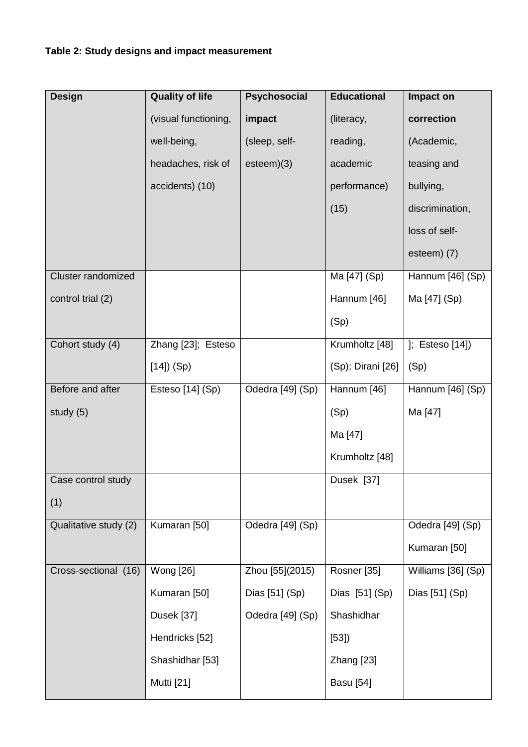**Table 2: Study designs and impact measurement**

| Design | Quality of life (visual functioning, well-being, headaches, risk of accidents) (10) | Psychosocial impact (sleep, self-esteem)(3) | Educational (literacy, reading, academic performance) (15) | Impact on correction (Academic, teasing and bullying, discrimination, loss of self-esteem) (7) |
|---|---|---|---|---|
| Cluster randomized control trial (2) | | | Ma [47] (Sp) Hannum [46] (Sp) | Hannum [46] (Sp) Ma [47] (Sp) |
| Cohort study (4) | Zhang [23]; Esteso [14]) (Sp) | | Krumholtz [48] (Sp); Dirani [26] | ]; Esteso [14]) (Sp) |
| Before and after study (5) | Esteso [14] (Sp) | Odedra [49] (Sp) | Hannum [46] (Sp) Ma [47] Krumholtz [48] | Hannum [46] (Sp) Ma [47] |
| Case control study (1) | | | Dusek [37] | |
| Qualitative study (2) | Kumaran [50] | Odedra [49] (Sp) | | Odedra [49] (Sp) Kumaran [50] |
| Cross-sectional (16) | Wong [26] Kumaran [50] Dusek [37] Hendricks [52] Shashidhar [53] Mutti [21] | Zhou [55](2015) Dias [51] (Sp) Odedra [49] (Sp) | Rosner [35] Dias [51] (Sp) Shashidhar [53]) Zhang [23] Basu [54] | Williams [36] (Sp) Dias [51] (Sp) |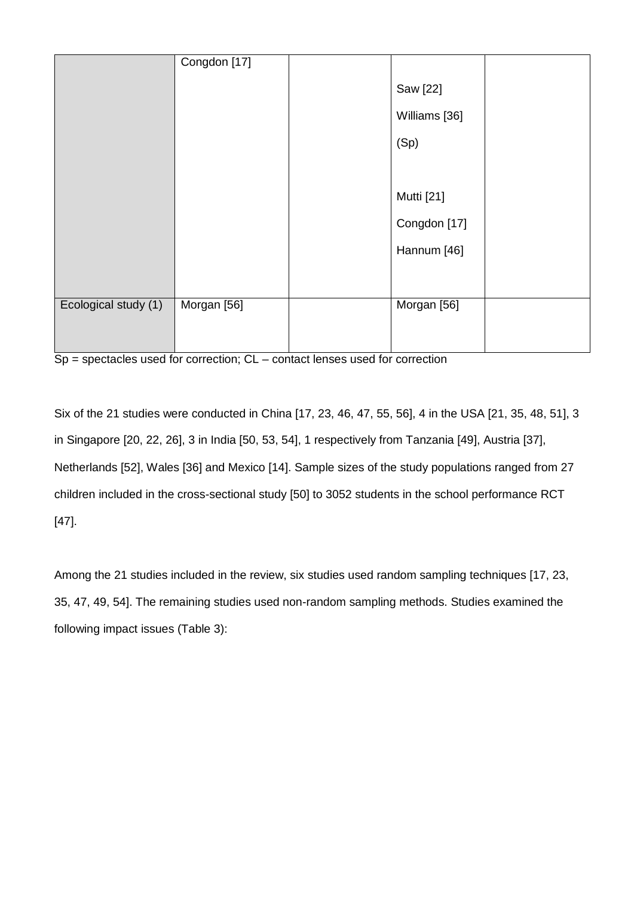| | | | | |
|---|---|---|---|---|
| | Congdon [17] | | Saw [22]<br>Williams [36]<br>(Sp)<br><br>Mutti [21]<br>Congdon [17]<br>Hannum [46] | |
| Ecological study (1) | Morgan [56] | | Morgan [56] | |

Sp = spectacles used for correction; CL – contact lenses used for correction

Six of the 21 studies were conducted in China [17, 23, 46, 47, 55, 56], 4 in the USA [21, 35, 48, 51], 3 in Singapore [20, 22, 26], 3 in India [50, 53, 54], 1 respectively from Tanzania [49], Austria [37], Netherlands [52], Wales [36] and Mexico [14]. Sample sizes of the study populations ranged from 27 children included in the cross-sectional study [50] to 3052 students in the school performance RCT [47].

Among the 21 studies included in the review, six studies used random sampling techniques [17, 23, 35, 47, 49, 54]. The remaining studies used non-random sampling methods. Studies examined the following impact issues (Table 3):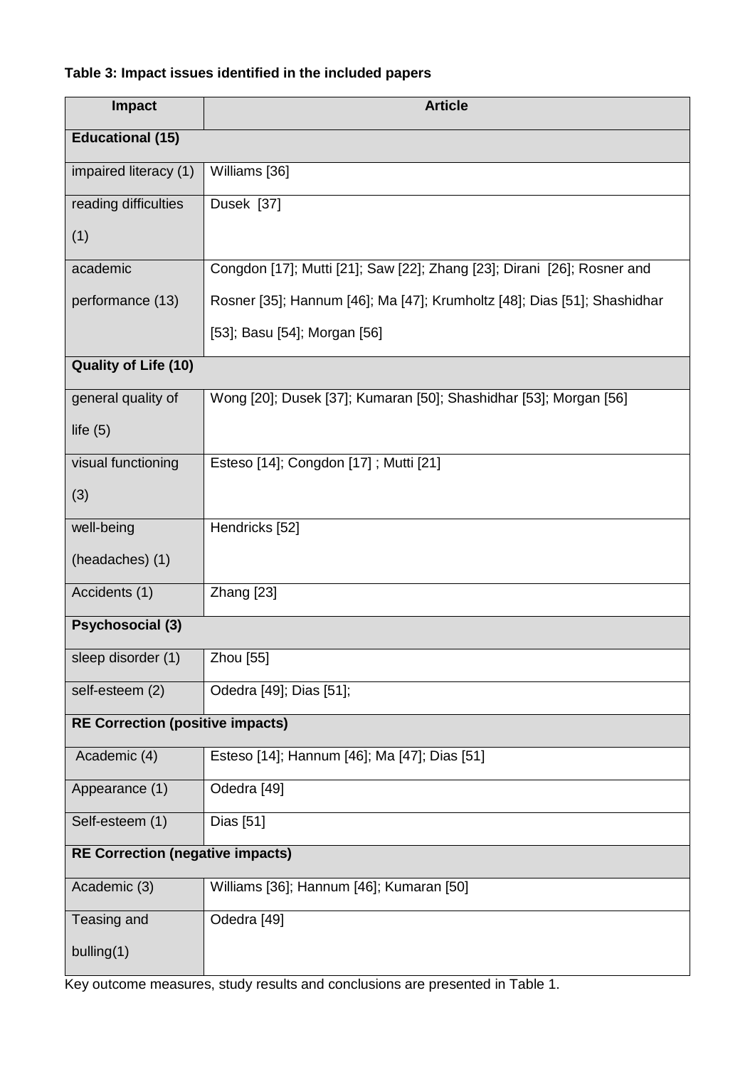**Table 3: Impact issues identified in the included papers**

| Impact | Article |
| --- | --- |
| **Educational (15)** | |
| impaired literacy (1) | Williams [36] |
| reading difficulties (1) | Dusek [37] |
| academic performance (13) | Congdon [17]; Mutti [21]; Saw [22]; Zhang [23]; Dirani [26]; Rosner and Rosner [35]; Hannum [46]; Ma [47]; Krumholtz [48]; Dias [51]; Shashidhar [53]; Basu [54]; Morgan [56] |
| **Quality of Life (10)** | |
| general quality of life (5) | Wong [20]; Dusek [37]; Kumaran [50]; Shashidhar [53]; Morgan [56] |
| visual functioning (3) | Esteso [14]; Congdon [17] ; Mutti [21] |
| well-being (headaches) (1) | Hendricks [52] |
| Accidents (1) | Zhang [23] |
| **Psychosocial (3)** | |
| sleep disorder (1) | Zhou [55] |
| self-esteem (2) | Odedra [49]; Dias [51]; |
| **RE Correction (positive impacts)** | |
| Academic (4) | Esteso [14]; Hannum [46]; Ma [47]; Dias [51] |
| Appearance (1) | Odedra [49] |
| Self-esteem (1) | Dias [51] |
| **RE Correction (negative impacts)** | |
| Academic (3) | Williams [36]; Hannum [46]; Kumaran [50] |
| Teasing and bulling(1) | Odedra [49] |

Key outcome measures, study results and conclusions are presented in Table 1.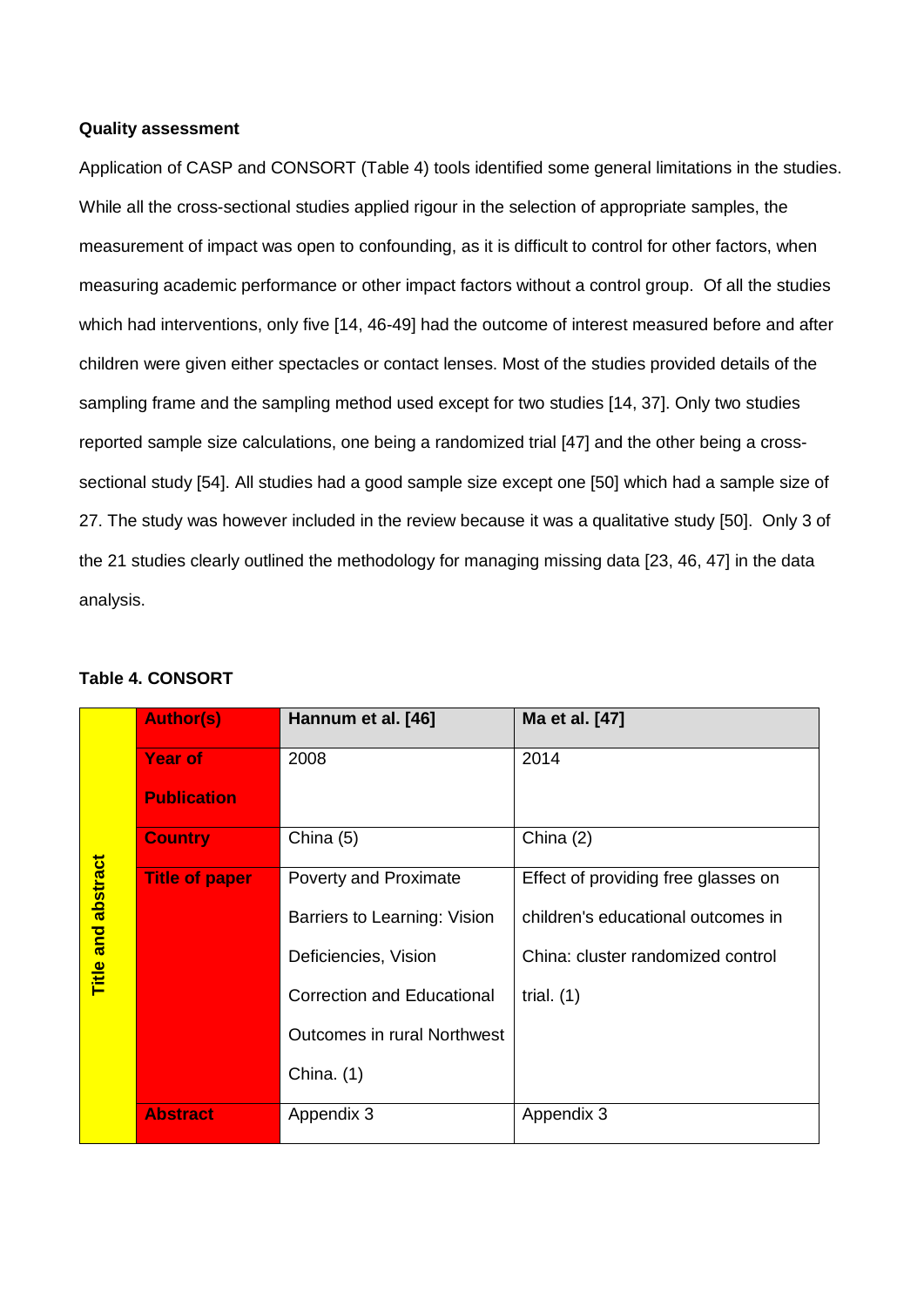**Quality assessment**

Application of CASP and CONSORT (Table 4) tools identified some general limitations in the studies. While all the cross-sectional studies applied rigour in the selection of appropriate samples, the measurement of impact was open to confounding, as it is difficult to control for other factors, when measuring academic performance or other impact factors without a control group. Of all the studies which had interventions, only five [14, 46-49] had the outcome of interest measured before and after children were given either spectacles or contact lenses. Most of the studies provided details of the sampling frame and the sampling method used except for two studies [14, 37]. Only two studies reported sample size calculations, one being a randomized trial [47] and the other being a cross-sectional study [54]. All studies had a good sample size except one [50] which had a sample size of 27. The study was however included in the review because it was a qualitative study [50]. Only 3 of the 21 studies clearly outlined the methodology for managing missing data [23, 46, 47] in the data analysis.

**Table 4. CONSORT**

| | Author(s) | Hannum et al. [46] | Ma et al. [47] |
|---|---|---|---|
| Title and abstract | Year of Publication | 2008 | 2014 |
| | Country | China (5) | China (2) |
| | Title of paper | Poverty and Proximate Barriers to Learning: Vision Deficiencies, Vision Correction and Educational Outcomes in rural Northwest China. (1) | Effect of providing free glasses on children's educational outcomes in China: cluster randomized control trial. (1) |
| | Abstract | Appendix 3 | Appendix 3 |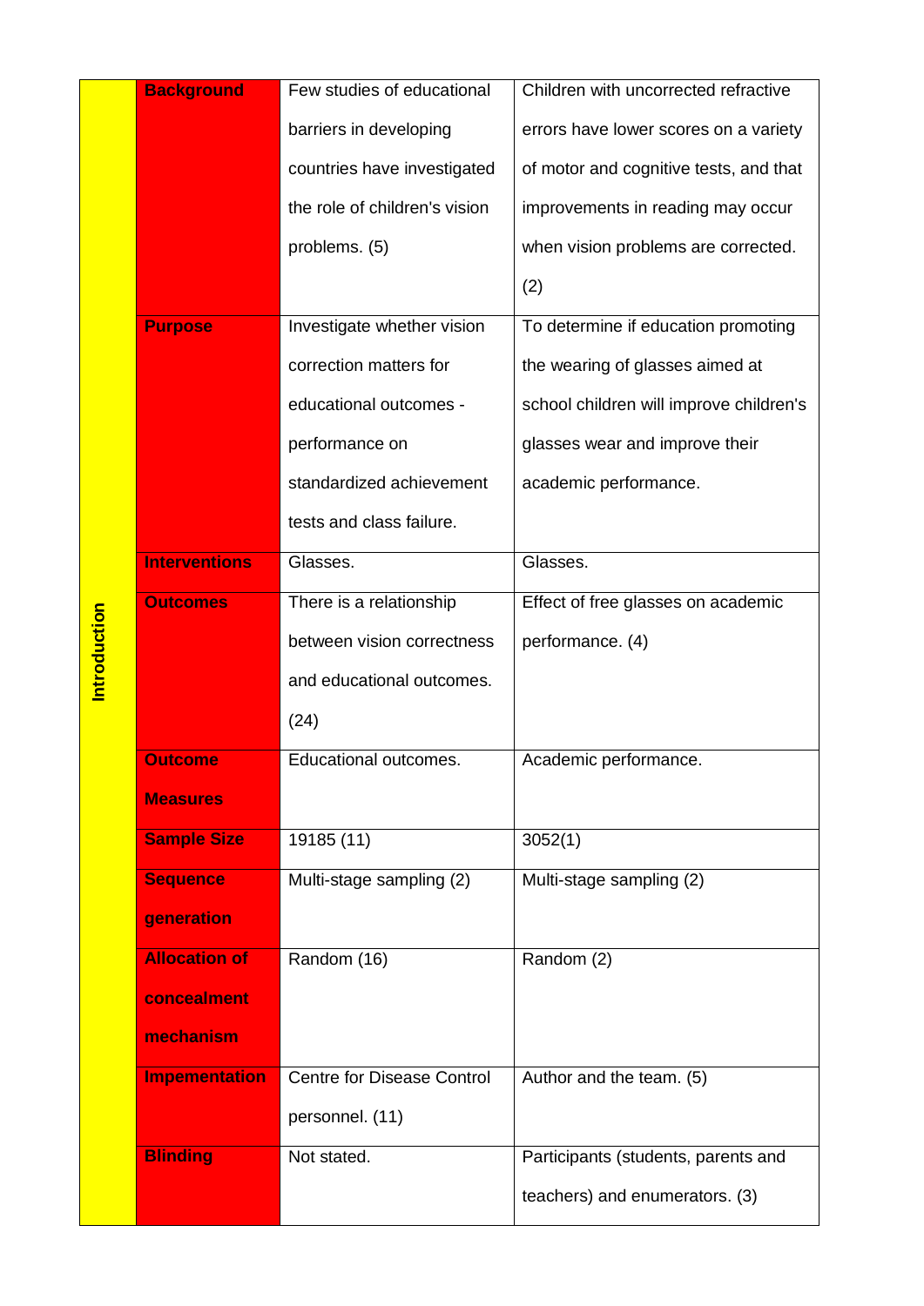| | | | |
|---|---|---|---|
| Introduction | **Background** | Few studies of educational barriers in developing countries have investigated the role of children's vision problems. (5) | Children with uncorrected refractive errors have lower scores on a variety of motor and cognitive tests, and that improvements in reading may occur when vision problems are corrected. (2) |
| | **Purpose** | Investigate whether vision correction matters for educational outcomes - performance on standardized achievement tests and class failure. | To determine if education promoting the wearing of glasses aimed at school children will improve children's glasses wear and improve their academic performance. |
| | **Interventions** | Glasses. | Glasses. |
| | **Outcomes** | There is a relationship between vision correctness and educational outcomes. (24) | Effect of free glasses on academic performance. (4) |
| | **Outcome Measures** | Educational outcomes. | Academic performance. |
| | **Sample Size** | 19185 (11) | 3052(1) |
| | **Sequence generation** | Multi-stage sampling (2) | Multi-stage sampling (2) |
| | **Allocation of concealment mechanism** | Random (16) | Random (2) |
| | **Impementation** | Centre for Disease Control personnel. (11) | Author and the team. (5) |
| | **Blinding** | Not stated. | Participants (students, parents and teachers) and enumerators. (3) |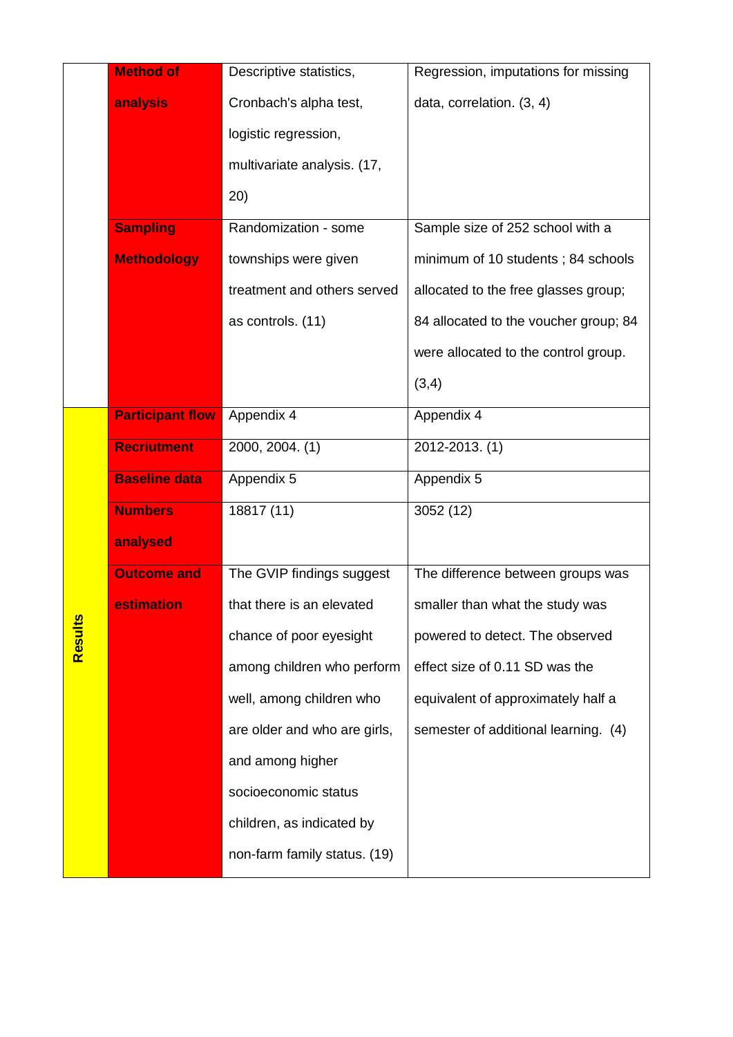| | | | |
|---|---|---|---|
| | **Method of analysis** | Descriptive statistics, Cronbach's alpha test, logistic regression, multivariate analysis. (17, 20) | Regression, imputations for missing data, correlation. (3, 4) |
| | **Sampling Methodology** | Randomization - some townships were given treatment and others served as controls. (11) | Sample size of 252 school with a minimum of 10 students ; 84 schools allocated to the free glasses group; 84 allocated to the voucher group; 84 were allocated to the control group. (3,4) |
| **Results** | **Participant flow** | Appendix 4 | Appendix 4 |
| | **Recriutment** | 2000, 2004. (1) | 2012-2013. (1) |
| | **Baseline data** | Appendix 5 | Appendix 5 |
| | **Numbers analysed** | 18817 (11) | 3052 (12) |
| | **Outcome and estimation** | The GVIP findings suggest that there is an elevated chance of poor eyesight among children who perform well, among children who are older and who are girls, and among higher socioeconomic status children, as indicated by non-farm family status. (19) | The difference between groups was smaller than what the study was powered to detect. The observed effect size of 0.11 SD was the equivalent of approximately half a semester of additional learning. (4) |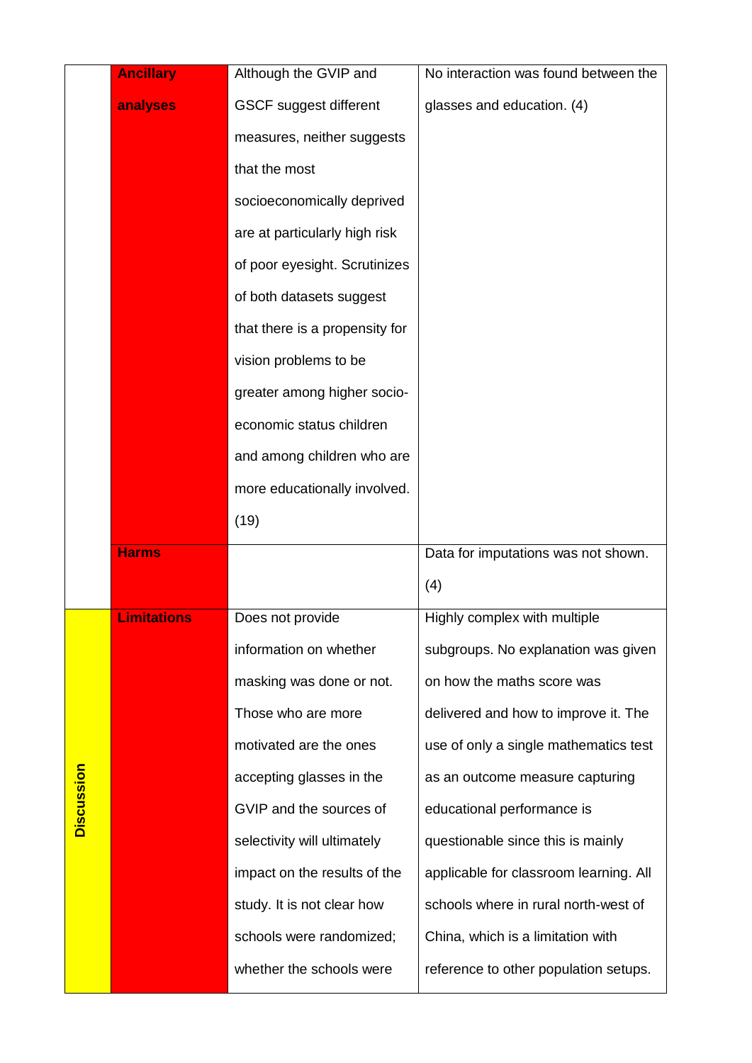|  |  |  |  |
|---|---|---|---|
|  | **Ancillary analyses** | Although the GVIP and GSCF suggest different measures, neither suggests that the most socioeconomically deprived are at particularly high risk of poor eyesight. Scrutinizes of both datasets suggest that there is a propensity for vision problems to be greater among higher socio-economic status children and among children who are more educationally involved. (19) | No interaction was found between the glasses and education. (4) |
|  | **Harms** |  | Data for imputations was not shown. (4) |
| **Discussion** | **Limitations** | Does not provide information on whether masking was done or not. Those who are more motivated are the ones accepting glasses in the GVIP and the sources of selectivity will ultimately impact on the results of the study. It is not clear how schools were randomized; whether the schools were | Highly complex with multiple subgroups. No explanation was given on how the maths score was delivered and how to improve it. The use of only a single mathematics test as an outcome measure capturing educational performance is questionable since this is mainly applicable for classroom learning. All schools where in rural north-west of China, which is a limitation with reference to other population setups. |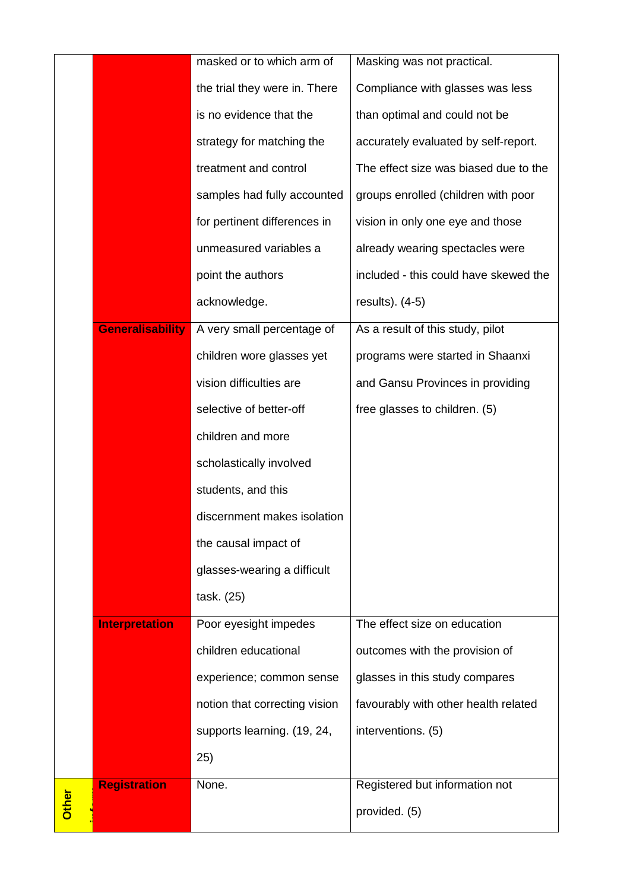|  |  |  |  |
|---|---|---|---|
|  |  | masked or to which arm of the trial they were in. There is no evidence that the strategy for matching the treatment and control samples had fully accounted for pertinent differences in unmeasured variables a point the authors acknowledge. | Masking was not practical. Compliance with glasses was less than optimal and could not be accurately evaluated by self-report. The effect size was biased due to the groups enrolled (children with poor vision in only one eye and those already wearing spectacles were included - this could have skewed the results). (4-5) |
|  | **Generalisability** | A very small percentage of children wore glasses yet vision difficulties are selective of better-off children and more scholastically involved students, and this discernment makes isolation the causal impact of glasses-wearing a difficult task. (25) | As a result of this study, pilot programs were started in Shaanxi and Gansu Provinces in providing free glasses to children. (5) |
|  | **Interpretation** | Poor eyesight impedes children educational experience; common sense notion that correcting vision supports learning. (19, 24, 25) | The effect size on education outcomes with the provision of glasses in this study compares favourably with other health related interventions. (5) |
| **Other** | **Registration** | None. | Registered but information not provided. (5) |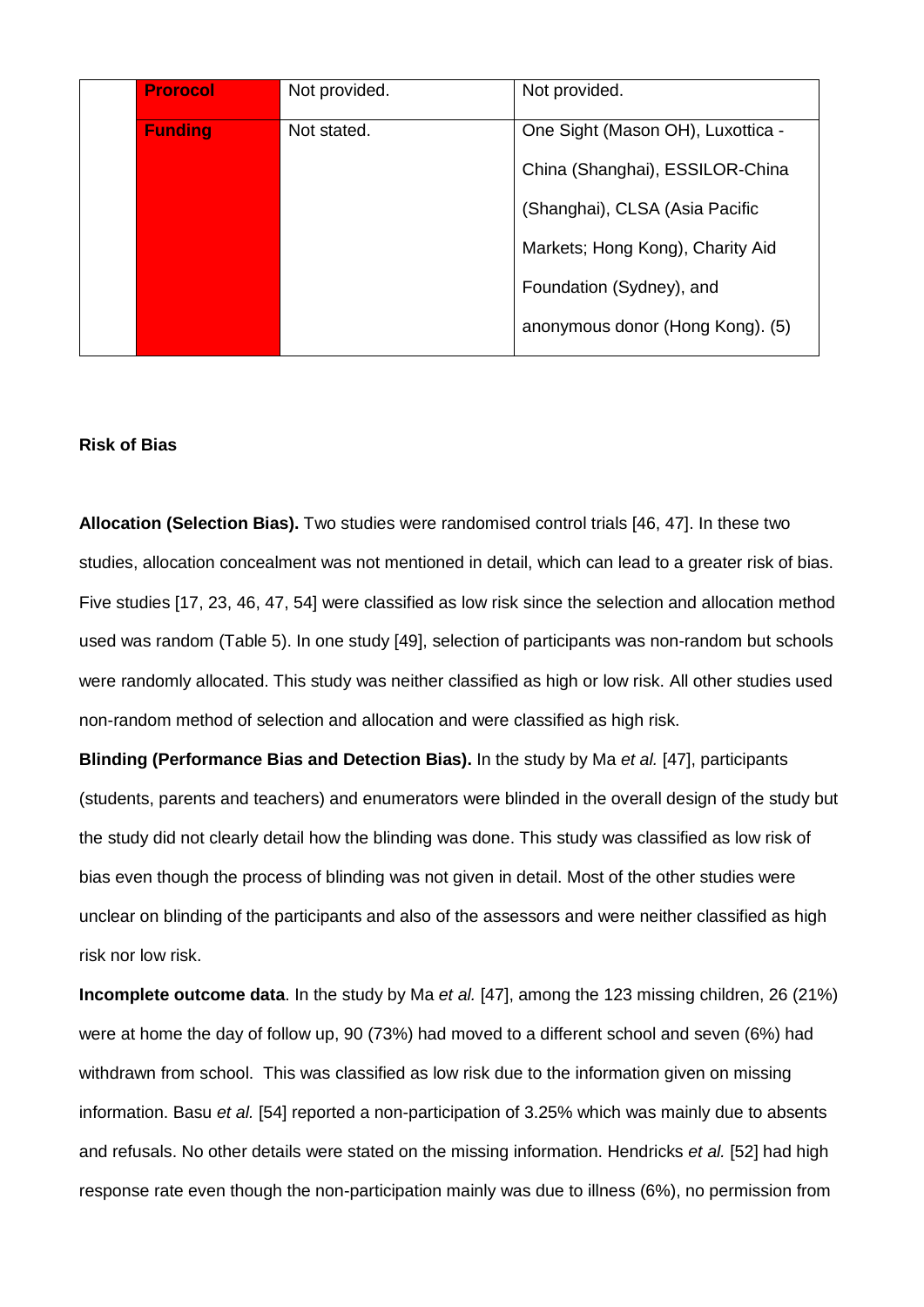| | | | |
|---|---|---|---|
| | **Prorocol** | Not provided. | Not provided. |
| | **Funding** | Not stated. | One Sight (Mason OH), Luxottica - China (Shanghai), ESSILOR-China (Shanghai), CLSA (Asia Pacific Markets; Hong Kong), Charity Aid Foundation (Sydney), and anonymous donor (Hong Kong). (5) |

**Risk of Bias**

**Allocation (Selection Bias).** Two studies were randomised control trials [46, 47]. In these two studies, allocation concealment was not mentioned in detail, which can lead to a greater risk of bias. Five studies [17, 23, 46, 47, 54] were classified as low risk since the selection and allocation method used was random (Table 5). In one study [49], selection of participants was non-random but schools were randomly allocated. This study was neither classified as high or low risk. All other studies used non-random method of selection and allocation and were classified as high risk.

**Blinding (Performance Bias and Detection Bias).** In the study by Ma *et al.* [47], participants (students, parents and teachers) and enumerators were blinded in the overall design of the study but the study did not clearly detail how the blinding was done. This study was classified as low risk of bias even though the process of blinding was not given in detail. Most of the other studies were unclear on blinding of the participants and also of the assessors and were neither classified as high risk nor low risk.

**Incomplete outcome data**. In the study by Ma *et al.* [47], among the 123 missing children, 26 (21%) were at home the day of follow up, 90 (73%) had moved to a different school and seven (6%) had withdrawn from school. This was classified as low risk due to the information given on missing information. Basu *et al.* [54] reported a non-participation of 3.25% which was mainly due to absents and refusals. No other details were stated on the missing information. Hendricks *et al.* [52] had high response rate even though the non-participation mainly was due to illness (6%), no permission from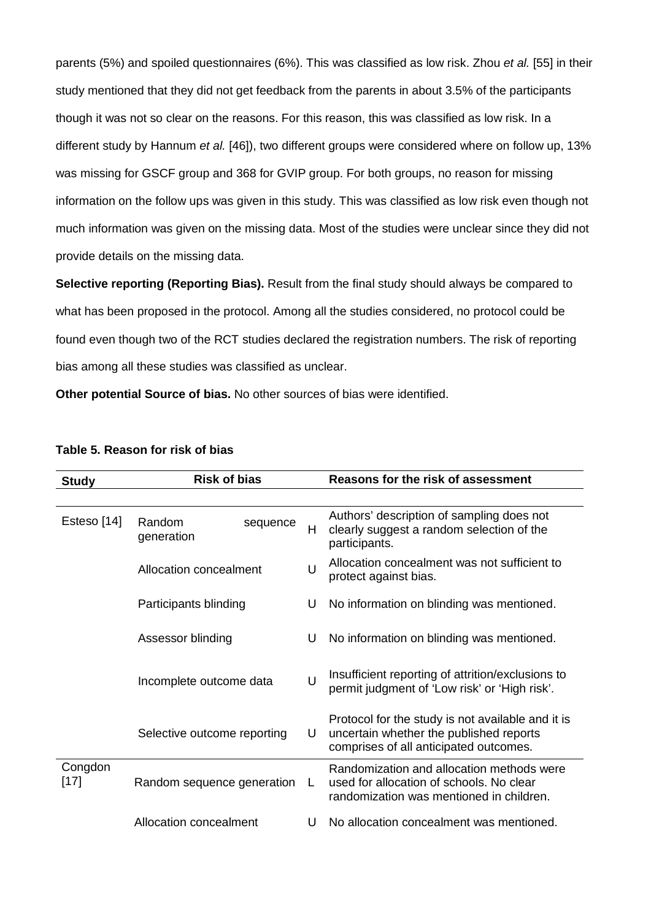parents (5%) and spoiled questionnaires (6%). This was classified as low risk. Zhou *et al.* [55] in their study mentioned that they did not get feedback from the parents in about 3.5% of the participants though it was not so clear on the reasons. For this reason, this was classified as low risk. In a different study by Hannum *et al.* [46]), two different groups were considered where on follow up, 13% was missing for GSCF group and 368 for GVIP group. For both groups, no reason for missing information on the follow ups was given in this study. This was classified as low risk even though not much information was given on the missing data. Most of the studies were unclear since they did not provide details on the missing data.

**Selective reporting (Reporting Bias).** Result from the final study should always be compared to what has been proposed in the protocol. Among all the studies considered, no protocol could be found even though two of the RCT studies declared the registration numbers. The risk of reporting bias among all these studies was classified as unclear.

**Other potential Source of bias.** No other sources of bias were identified.

**Table 5. Reason for risk of bias**

| Study | Risk of bias | | Reasons for the risk of assessment |
|---|---|---|---|
| Esteso [14] | Random sequence generation | H | Authors' description of sampling does not clearly suggest a random selection of the participants. |
| | Allocation concealment | U | Allocation concealment was not sufficient to protect against bias. |
| | Participants blinding | U | No information on blinding was mentioned. |
| | Assessor blinding | U | No information on blinding was mentioned. |
| | Incomplete outcome data | U | Insufficient reporting of attrition/exclusions to permit judgment of 'Low risk' or 'High risk'. |
| | Selective outcome reporting | U | Protocol for the study is not available and it is uncertain whether the published reports comprises of all anticipated outcomes. |
| Congdon [17] | Random sequence generation | L | Randomization and allocation methods were used for allocation of schools. No clear randomization was mentioned in children. |
| | Allocation concealment | U | No allocation concealment was mentioned. |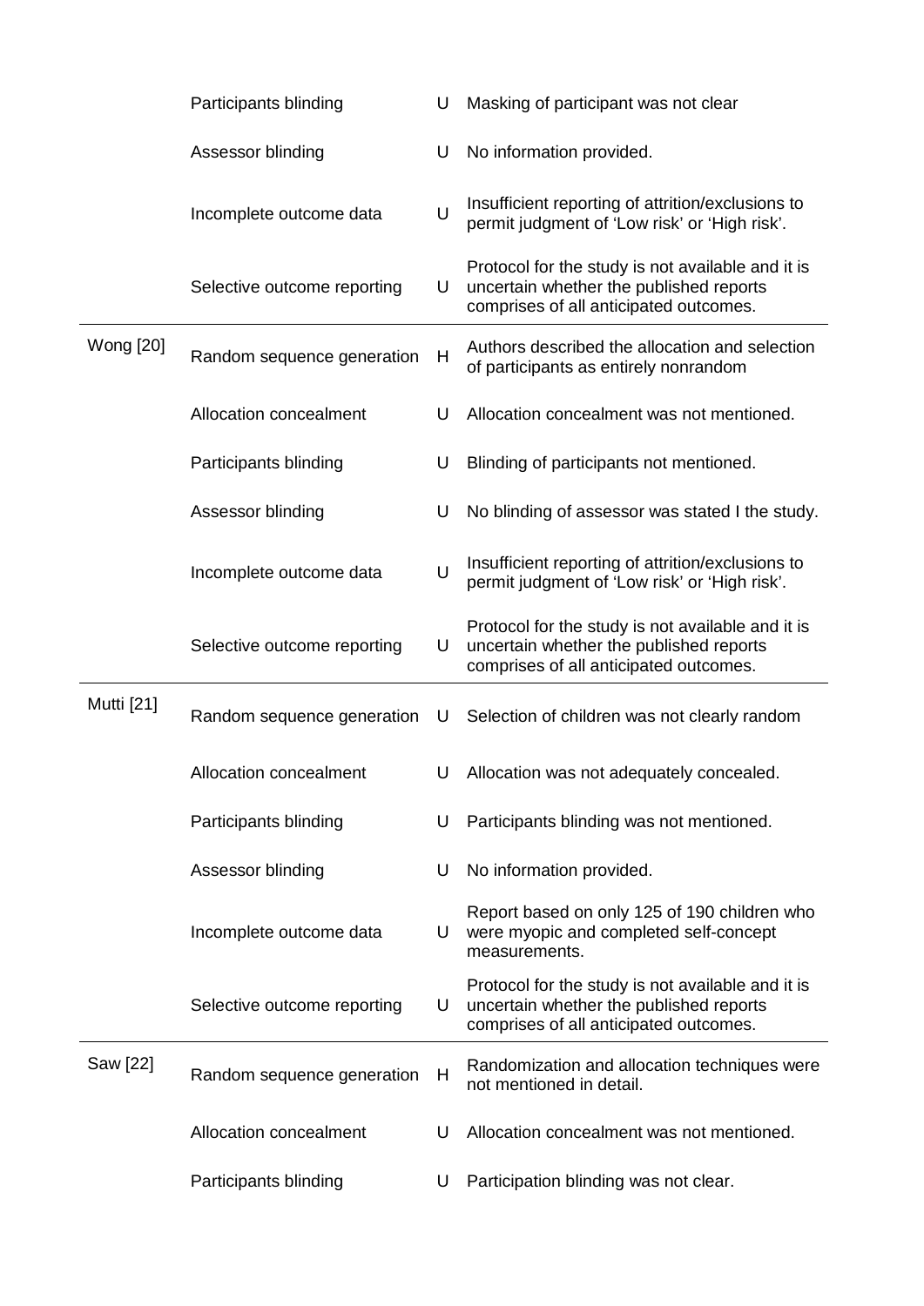| | | | |
|---|---|---|---|
| | Participants blinding | U | Masking of participant was not clear |
| | Assessor blinding | U | No information provided. |
| | Incomplete outcome data | U | Insufficient reporting of attrition/exclusions to permit judgment of 'Low risk' or 'High risk'. |
| | Selective outcome reporting | U | Protocol for the study is not available and it is uncertain whether the published reports comprises of all anticipated outcomes. |
| Wong [20] | Random sequence generation | H | Authors described the allocation and selection of participants as entirely nonrandom |
| | Allocation concealment | U | Allocation concealment was not mentioned. |
| | Participants blinding | U | Blinding of participants not mentioned. |
| | Assessor blinding | U | No blinding of assessor was stated I the study. |
| | Incomplete outcome data | U | Insufficient reporting of attrition/exclusions to permit judgment of 'Low risk' or 'High risk'. |
| | Selective outcome reporting | U | Protocol for the study is not available and it is uncertain whether the published reports comprises of all anticipated outcomes. |
| Mutti [21] | Random sequence generation | U | Selection of children was not clearly random |
| | Allocation concealment | U | Allocation was not adequately concealed. |
| | Participants blinding | U | Participants blinding was not mentioned. |
| | Assessor blinding | U | No information provided. |
| | Incomplete outcome data | U | Report based on only 125 of 190 children who were myopic and completed self-concept measurements. |
| | Selective outcome reporting | U | Protocol for the study is not available and it is uncertain whether the published reports comprises of all anticipated outcomes. |
| Saw [22] | Random sequence generation | H | Randomization and allocation techniques were not mentioned in detail. |
| | Allocation concealment | U | Allocation concealment was not mentioned. |
| | Participants blinding | U | Participation blinding was not clear. |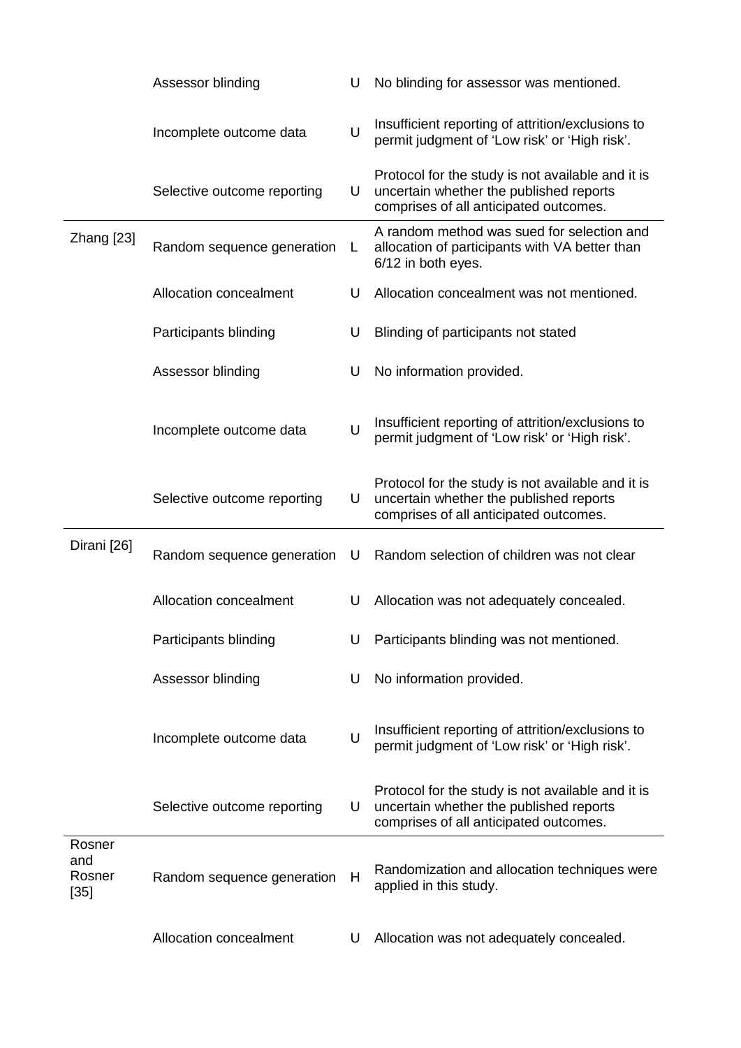| | Assessor blinding | U | No blinding for assessor was mentioned. |
|---|---|---|---|
| | Incomplete outcome data | U | Insufficient reporting of attrition/exclusions to permit judgment of 'Low risk' or 'High risk'. |
| | Selective outcome reporting | U | Protocol for the study is not available and it is uncertain whether the published reports comprises of all anticipated outcomes. |
| Zhang [23] | Random sequence generation | L | A random method was sued for selection and allocation of participants with VA better than 6/12 in both eyes. |
| | Allocation concealment | U | Allocation concealment was not mentioned. |
| | Participants blinding | U | Blinding of participants not stated |
| | Assessor blinding | U | No information provided. |
| | Incomplete outcome data | U | Insufficient reporting of attrition/exclusions to permit judgment of 'Low risk' or 'High risk'. |
| | Selective outcome reporting | U | Protocol for the study is not available and it is uncertain whether the published reports comprises of all anticipated outcomes. |
| Dirani [26] | Random sequence generation | U | Random selection of children was not clear |
| | Allocation concealment | U | Allocation was not adequately concealed. |
| | Participants blinding | U | Participants blinding was not mentioned. |
| | Assessor blinding | U | No information provided. |
| | Incomplete outcome data | U | Insufficient reporting of attrition/exclusions to permit judgment of 'Low risk' or 'High risk'. |
| | Selective outcome reporting | U | Protocol for the study is not available and it is uncertain whether the published reports comprises of all anticipated outcomes. |
| Rosner and Rosner [35] | Random sequence generation | H | Randomization and allocation techniques were applied in this study. |
| | Allocation concealment | U | Allocation was not adequately concealed. |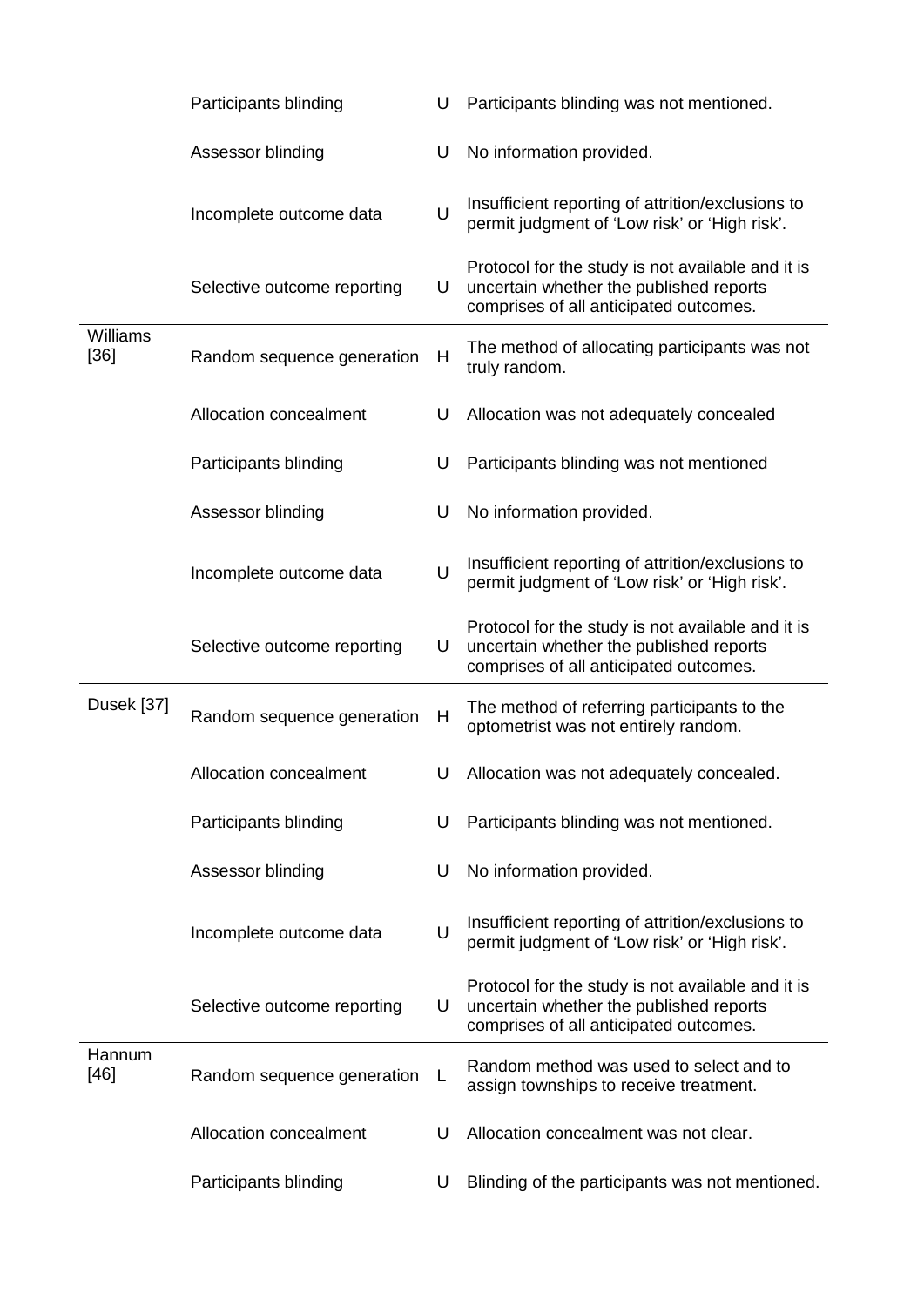| | | | |
|---|---|---|---|
| | Participants blinding | U | Participants blinding was not mentioned. |
| | Assessor blinding | U | No information provided. |
| | Incomplete outcome data | U | Insufficient reporting of attrition/exclusions to permit judgment of 'Low risk' or 'High risk'. |
| | Selective outcome reporting | U | Protocol for the study is not available and it is uncertain whether the published reports comprises of all anticipated outcomes. |
| Williams [36] | Random sequence generation | H | The method of allocating participants was not truly random. |
| | Allocation concealment | U | Allocation was not adequately concealed |
| | Participants blinding | U | Participants blinding was not mentioned |
| | Assessor blinding | U | No information provided. |
| | Incomplete outcome data | U | Insufficient reporting of attrition/exclusions to permit judgment of 'Low risk' or 'High risk'. |
| | Selective outcome reporting | U | Protocol for the study is not available and it is uncertain whether the published reports comprises of all anticipated outcomes. |
| Dusek [37] | Random sequence generation | H | The method of referring participants to the optometrist was not entirely random. |
| | Allocation concealment | U | Allocation was not adequately concealed. |
| | Participants blinding | U | Participants blinding was not mentioned. |
| | Assessor blinding | U | No information provided. |
| | Incomplete outcome data | U | Insufficient reporting of attrition/exclusions to permit judgment of 'Low risk' or 'High risk'. |
| | Selective outcome reporting | U | Protocol for the study is not available and it is uncertain whether the published reports comprises of all anticipated outcomes. |
| Hannum [46] | Random sequence generation | L | Random method was used to select and to assign townships to receive treatment. |
| | Allocation concealment | U | Allocation concealment was not clear. |
| | Participants blinding | U | Blinding of the participants was not mentioned. |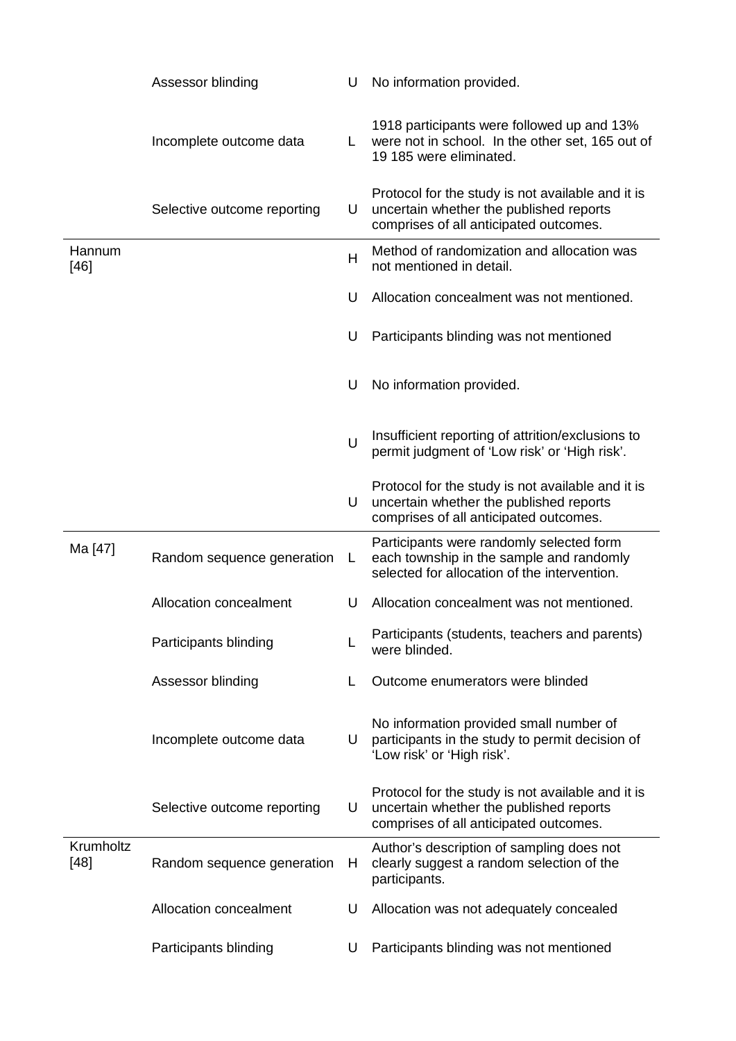| | | | |
|---|---|---|---|
| | Assessor blinding | U | No information provided. |
| | Incomplete outcome data | L | 1918 participants were followed up and 13% were not in school. In the other set, 165 out of 19 185 were eliminated. |
| | Selective outcome reporting | U | Protocol for the study is not available and it is uncertain whether the published reports comprises of all anticipated outcomes. |
| Hannum [46] | | H | Method of randomization and allocation was not mentioned in detail. |
| | | U | Allocation concealment was not mentioned. |
| | | U | Participants blinding was not mentioned |
| | | U | No information provided. |
| | | U | Insufficient reporting of attrition/exclusions to permit judgment of 'Low risk' or 'High risk'. |
| | | U | Protocol for the study is not available and it is uncertain whether the published reports comprises of all anticipated outcomes. |
| Ma [47] | Random sequence generation | L | Participants were randomly selected form each township in the sample and randomly selected for allocation of the intervention. |
| | Allocation concealment | U | Allocation concealment was not mentioned. |
| | Participants blinding | L | Participants (students, teachers and parents) were blinded. |
| | Assessor blinding | L | Outcome enumerators were blinded |
| | Incomplete outcome data | U | No information provided small number of participants in the study to permit decision of 'Low risk' or 'High risk'. |
| | Selective outcome reporting | U | Protocol for the study is not available and it is uncertain whether the published reports comprises of all anticipated outcomes. |
| Krumholtz [48] | Random sequence generation | H | Author's description of sampling does not clearly suggest a random selection of the participants. |
| | Allocation concealment | U | Allocation was not adequately concealed |
| | Participants blinding | U | Participants blinding was not mentioned |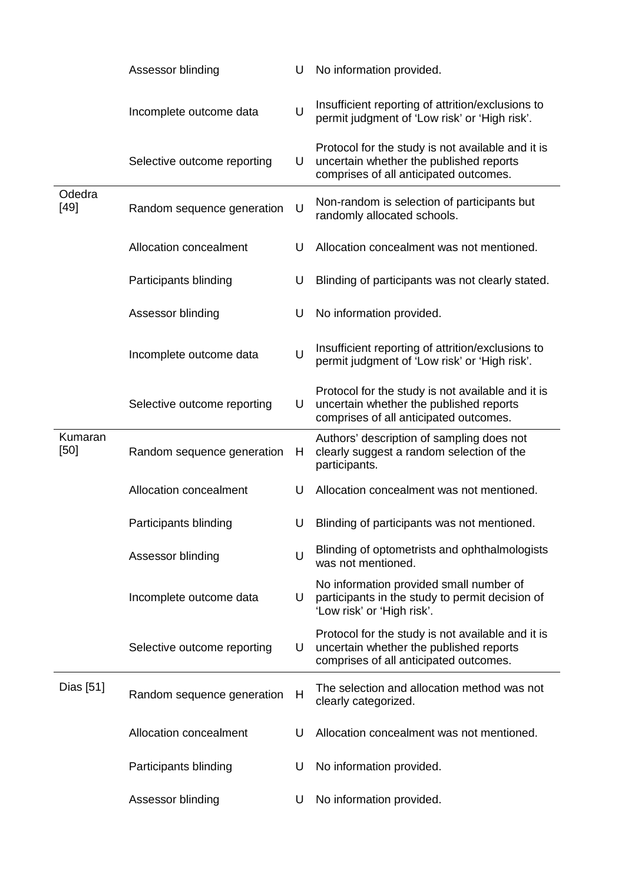| | | | |
|---|---|---|---|
| | Assessor blinding | U | No information provided. |
| | Incomplete outcome data | U | Insufficient reporting of attrition/exclusions to permit judgment of ‘Low risk’ or ‘High risk’. |
| | Selective outcome reporting | U | Protocol for the study is not available and it is uncertain whether the published reports comprises of all anticipated outcomes. |
| Odedra [49] | Random sequence generation | U | Non-random is selection of participants but randomly allocated schools. |
| | Allocation concealment | U | Allocation concealment was not mentioned. |
| | Participants blinding | U | Blinding of participants was not clearly stated. |
| | Assessor blinding | U | No information provided. |
| | Incomplete outcome data | U | Insufficient reporting of attrition/exclusions to permit judgment of ‘Low risk’ or ‘High risk’. |
| | Selective outcome reporting | U | Protocol for the study is not available and it is uncertain whether the published reports comprises of all anticipated outcomes. |
| Kumaran [50] | Random sequence generation | H | Authors’ description of sampling does not clearly suggest a random selection of the participants. |
| | Allocation concealment | U | Allocation concealment was not mentioned. |
| | Participants blinding | U | Blinding of participants was not mentioned. |
| | Assessor blinding | U | Blinding of optometrists and ophthalmologists was not mentioned. |
| | Incomplete outcome data | U | No information provided small number of participants in the study to permit decision of ‘Low risk’ or ‘High risk’. |
| | Selective outcome reporting | U | Protocol for the study is not available and it is uncertain whether the published reports comprises of all anticipated outcomes. |
| Dias [51] | Random sequence generation | H | The selection and allocation method was not clearly categorized. |
| | Allocation concealment | U | Allocation concealment was not mentioned. |
| | Participants blinding | U | No information provided. |
| | Assessor blinding | U | No information provided. |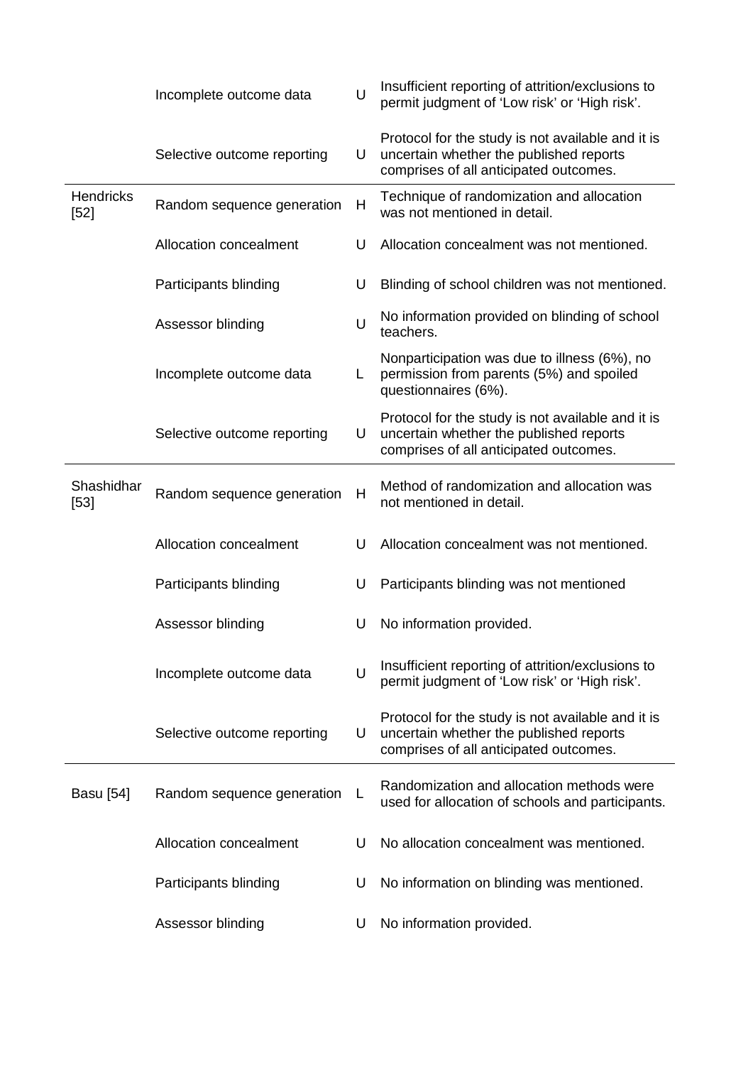| | | | |
|---|---|---|---|
| | Incomplete outcome data | U | Insufficient reporting of attrition/exclusions to permit judgment of 'Low risk' or 'High risk'. |
| | Selective outcome reporting | U | Protocol for the study is not available and it is uncertain whether the published reports comprises of all anticipated outcomes. |
| Hendricks [52] | Random sequence generation | H | Technique of randomization and allocation was not mentioned in detail. |
| | Allocation concealment | U | Allocation concealment was not mentioned. |
| | Participants blinding | U | Blinding of school children was not mentioned. |
| | Assessor blinding | U | No information provided on blinding of school teachers. |
| | Incomplete outcome data | L | Nonparticipation was due to illness (6%), no permission from parents (5%) and spoiled questionnaires (6%). |
| | Selective outcome reporting | U | Protocol for the study is not available and it is uncertain whether the published reports comprises of all anticipated outcomes. |
| Shashidhar [53] | Random sequence generation | H | Method of randomization and allocation was not mentioned in detail. |
| | Allocation concealment | U | Allocation concealment was not mentioned. |
| | Participants blinding | U | Participants blinding was not mentioned |
| | Assessor blinding | U | No information provided. |
| | Incomplete outcome data | U | Insufficient reporting of attrition/exclusions to permit judgment of 'Low risk' or 'High risk'. |
| | Selective outcome reporting | U | Protocol for the study is not available and it is uncertain whether the published reports comprises of all anticipated outcomes. |
| Basu [54] | Random sequence generation | L | Randomization and allocation methods were used for allocation of schools and participants. |
| | Allocation concealment | U | No allocation concealment was mentioned. |
| | Participants blinding | U | No information on blinding was mentioned. |
| | Assessor blinding | U | No information provided. |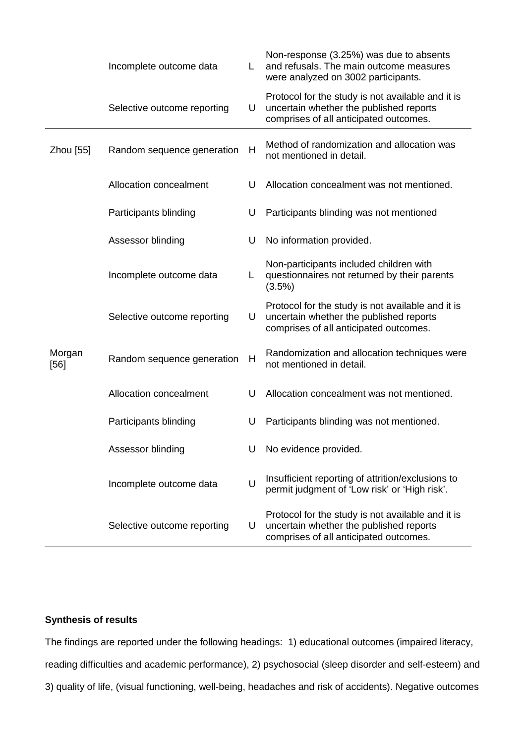| | | | |
|---|---|---|---|
| | Incomplete outcome data | L | Non-response (3.25%) was due to absents and refusals. The main outcome measures were analyzed on 3002 participants. |
| | Selective outcome reporting | U | Protocol for the study is not available and it is uncertain whether the published reports comprises of all anticipated outcomes. |
| Zhou [55] | Random sequence generation | H | Method of randomization and allocation was not mentioned in detail. |
| | Allocation concealment | U | Allocation concealment was not mentioned. |
| | Participants blinding | U | Participants blinding was not mentioned |
| | Assessor blinding | U | No information provided. |
| | Incomplete outcome data | L | Non-participants included children with questionnaires not returned by their parents (3.5%) |
| | Selective outcome reporting | U | Protocol for the study is not available and it is uncertain whether the published reports comprises of all anticipated outcomes. |
| Morgan [56] | Random sequence generation | H | Randomization and allocation techniques were not mentioned in detail. |
| | Allocation concealment | U | Allocation concealment was not mentioned. |
| | Participants blinding | U | Participants blinding was not mentioned. |
| | Assessor blinding | U | No evidence provided. |
| | Incomplete outcome data | U | Insufficient reporting of attrition/exclusions to permit judgment of 'Low risk' or 'High risk'. |
| | Selective outcome reporting | U | Protocol for the study is not available and it is uncertain whether the published reports comprises of all anticipated outcomes. |

**Synthesis of results**

The findings are reported under the following headings: 1) educational outcomes (impaired literacy, reading difficulties and academic performance), 2) psychosocial (sleep disorder and self-esteem) and 3) quality of life, (visual functioning, well-being, headaches and risk of accidents). Negative outcomes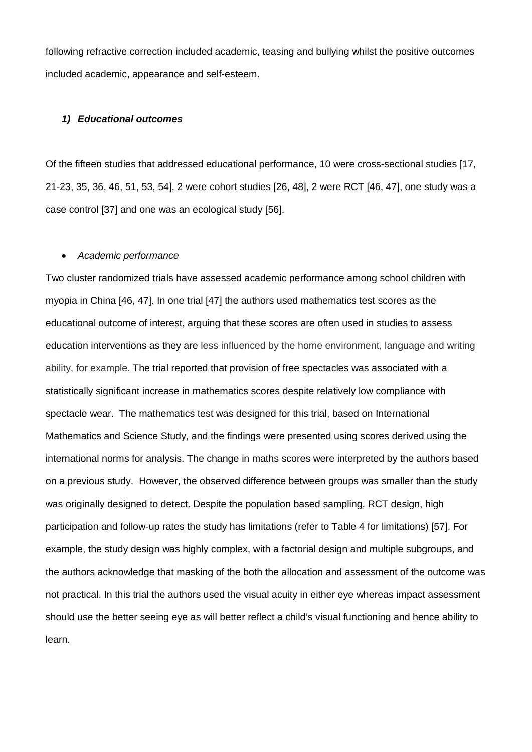following refractive correction included academic, teasing and bullying whilst the positive outcomes included academic, appearance and self-esteem.

### *1) Educational outcomes*

Of the fifteen studies that addressed educational performance, 10 were cross-sectional studies [17, 21-23, 35, 36, 46, 51, 53, 54], 2 were cohort studies [26, 48], 2 were RCT [46, 47], one study was a case control [37] and one was an ecological study [56].

- *Academic performance*

Two cluster randomized trials have assessed academic performance among school children with myopia in China [46, 47]. In one trial [47] the authors used mathematics test scores as the educational outcome of interest, arguing that these scores are often used in studies to assess education interventions as they are less influenced by the home environment, language and writing ability, for example. The trial reported that provision of free spectacles was associated with a statistically significant increase in mathematics scores despite relatively low compliance with spectacle wear. The mathematics test was designed for this trial, based on International Mathematics and Science Study, and the findings were presented using scores derived using the international norms for analysis. The change in maths scores were interpreted by the authors based on a previous study. However, the observed difference between groups was smaller than the study was originally designed to detect. Despite the population based sampling, RCT design, high participation and follow-up rates the study has limitations (refer to Table 4 for limitations) [57]. For example, the study design was highly complex, with a factorial design and multiple subgroups, and the authors acknowledge that masking of the both the allocation and assessment of the outcome was not practical. In this trial the authors used the visual acuity in either eye whereas impact assessment should use the better seeing eye as will better reflect a child's visual functioning and hence ability to learn.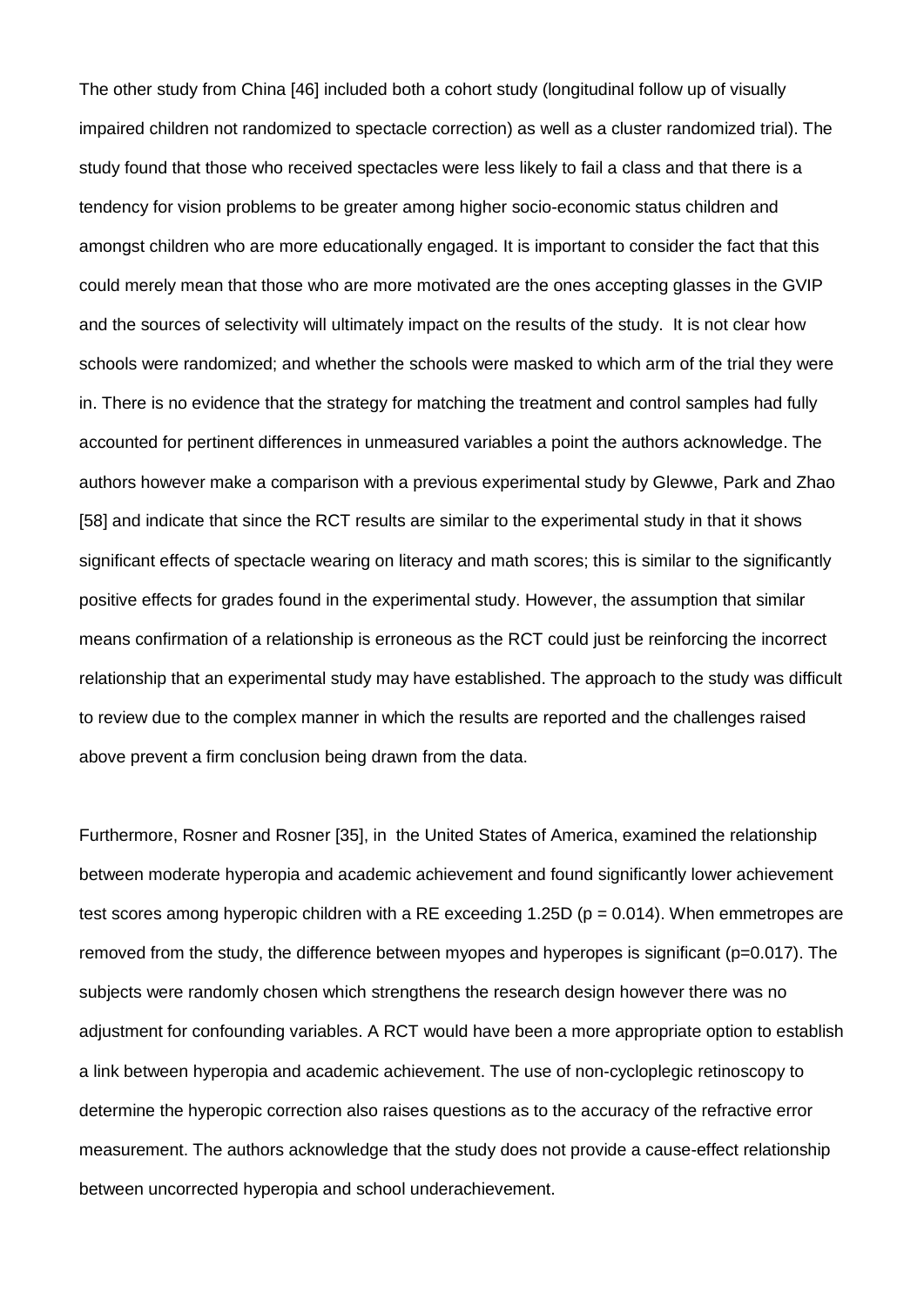The other study from China [46] included both a cohort study (longitudinal follow up of visually impaired children not randomized to spectacle correction) as well as a cluster randomized trial). The study found that those who received spectacles were less likely to fail a class and that there is a tendency for vision problems to be greater among higher socio-economic status children and amongst children who are more educationally engaged. It is important to consider the fact that this could merely mean that those who are more motivated are the ones accepting glasses in the GVIP and the sources of selectivity will ultimately impact on the results of the study. It is not clear how schools were randomized; and whether the schools were masked to which arm of the trial they were in. There is no evidence that the strategy for matching the treatment and control samples had fully accounted for pertinent differences in unmeasured variables a point the authors acknowledge. The authors however make a comparison with a previous experimental study by Glewwe, Park and Zhao [58] and indicate that since the RCT results are similar to the experimental study in that it shows significant effects of spectacle wearing on literacy and math scores; this is similar to the significantly positive effects for grades found in the experimental study. However, the assumption that similar means confirmation of a relationship is erroneous as the RCT could just be reinforcing the incorrect relationship that an experimental study may have established. The approach to the study was difficult to review due to the complex manner in which the results are reported and the challenges raised above prevent a firm conclusion being drawn from the data.

Furthermore, Rosner and Rosner [35], in the United States of America, examined the relationship between moderate hyperopia and academic achievement and found significantly lower achievement test scores among hyperopic children with a RE exceeding 1.25D ($p = 0.014$). When emmetropes are removed from the study, the difference between myopes and hyperopes is significant ($p=0.017$). The subjects were randomly chosen which strengthens the research design however there was no adjustment for confounding variables. A RCT would have been a more appropriate option to establish a link between hyperopia and academic achievement. The use of non-cycloplegic retinoscopy to determine the hyperopic correction also raises questions as to the accuracy of the refractive error measurement. The authors acknowledge that the study does not provide a cause-effect relationship between uncorrected hyperopia and school underachievement.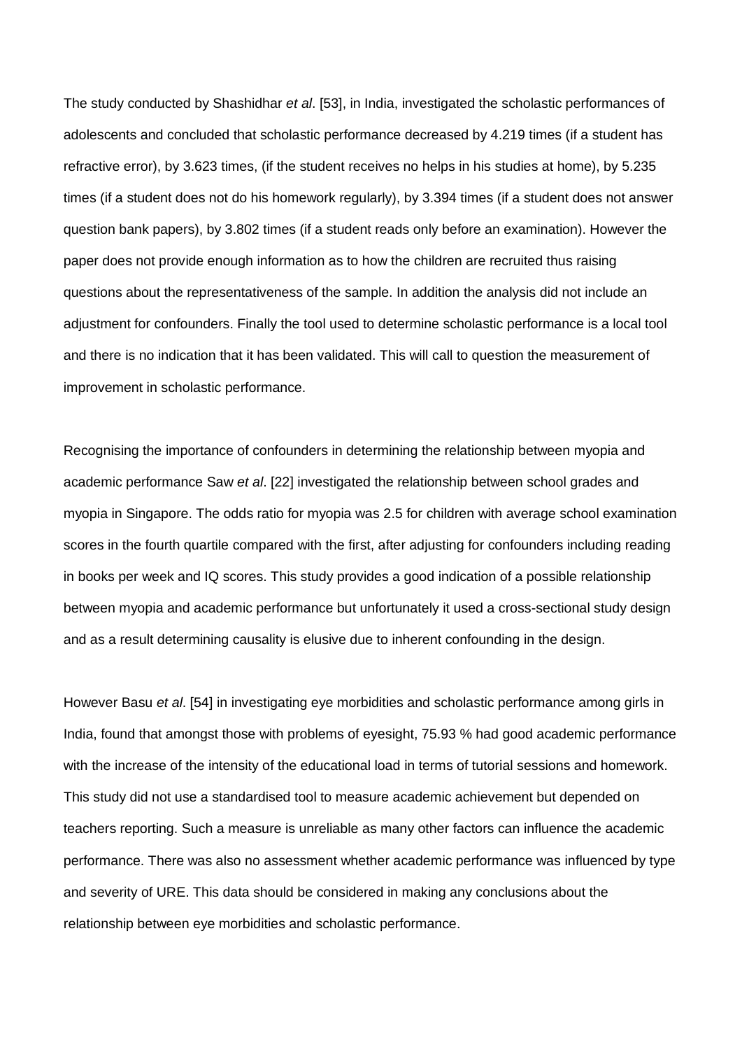The study conducted by Shashidhar *et al*. [53], in India, investigated the scholastic performances of adolescents and concluded that scholastic performance decreased by 4.219 times (if a student has refractive error), by 3.623 times, (if the student receives no helps in his studies at home), by 5.235 times (if a student does not do his homework regularly), by 3.394 times (if a student does not answer question bank papers), by 3.802 times (if a student reads only before an examination). However the paper does not provide enough information as to how the children are recruited thus raising questions about the representativeness of the sample. In addition the analysis did not include an adjustment for confounders. Finally the tool used to determine scholastic performance is a local tool and there is no indication that it has been validated. This will call to question the measurement of improvement in scholastic performance.

Recognising the importance of confounders in determining the relationship between myopia and academic performance Saw *et al*. [22] investigated the relationship between school grades and myopia in Singapore. The odds ratio for myopia was 2.5 for children with average school examination scores in the fourth quartile compared with the first, after adjusting for confounders including reading in books per week and IQ scores. This study provides a good indication of a possible relationship between myopia and academic performance but unfortunately it used a cross-sectional study design and as a result determining causality is elusive due to inherent confounding in the design.

However Basu *et al*. [54] in investigating eye morbidities and scholastic performance among girls in India, found that amongst those with problems of eyesight, 75.93 % had good academic performance with the increase of the intensity of the educational load in terms of tutorial sessions and homework. This study did not use a standardised tool to measure academic achievement but depended on teachers reporting. Such a measure is unreliable as many other factors can influence the academic performance. There was also no assessment whether academic performance was influenced by type and severity of URE. This data should be considered in making any conclusions about the relationship between eye morbidities and scholastic performance.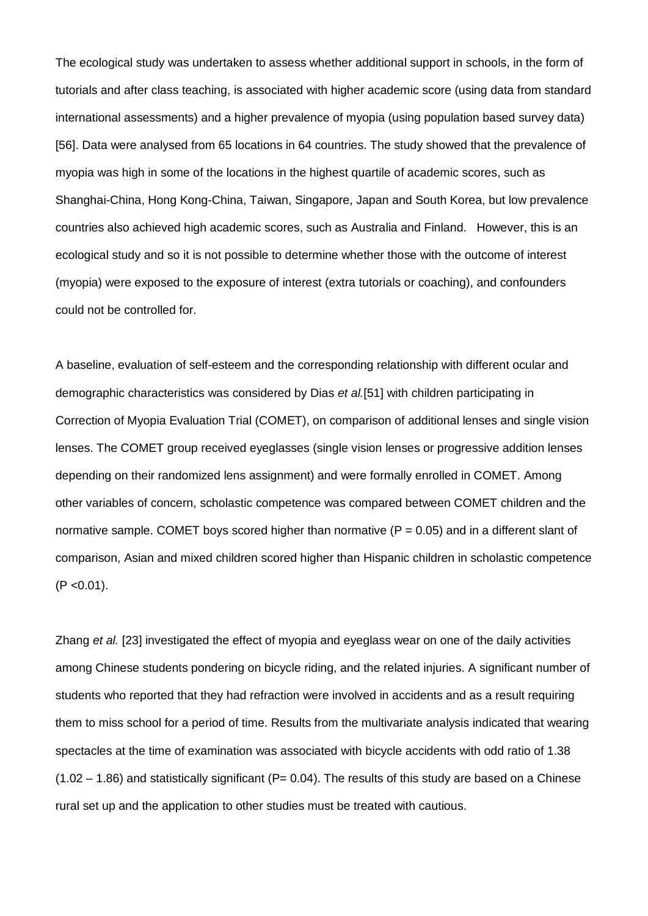The ecological study was undertaken to assess whether additional support in schools, in the form of tutorials and after class teaching, is associated with higher academic score (using data from standard international assessments) and a higher prevalence of myopia (using population based survey data) [56]. Data were analysed from 65 locations in 64 countries. The study showed that the prevalence of myopia was high in some of the locations in the highest quartile of academic scores, such as Shanghai-China, Hong Kong-China, Taiwan, Singapore, Japan and South Korea, but low prevalence countries also achieved high academic scores, such as Australia and Finland. However, this is an ecological study and so it is not possible to determine whether those with the outcome of interest (myopia) were exposed to the exposure of interest (extra tutorials or coaching), and confounders could not be controlled for.

A baseline, evaluation of self-esteem and the corresponding relationship with different ocular and demographic characteristics was considered by Dias *et al.*[51] with children participating in Correction of Myopia Evaluation Trial (COMET), on comparison of additional lenses and single vision lenses. The COMET group received eyeglasses (single vision lenses or progressive addition lenses depending on their randomized lens assignment) and were formally enrolled in COMET. Among other variables of concern, scholastic competence was compared between COMET children and the normative sample. COMET boys scored higher than normative ($P = 0.05$) and in a different slant of comparison, Asian and mixed children scored higher than Hispanic children in scholastic competence ($P < 0.01$).

Zhang *et al.* [23] investigated the effect of myopia and eyeglass wear on one of the daily activities among Chinese students pondering on bicycle riding, and the related injuries. A significant number of students who reported that they had refraction were involved in accidents and as a result requiring them to miss school for a period of time. Results from the multivariate analysis indicated that wearing spectacles at the time of examination was associated with bicycle accidents with odd ratio of 1.38 (1.02 – 1.86) and statistically significant ($P = 0.04$). The results of this study are based on a Chinese rural set up and the application to other studies must be treated with cautious.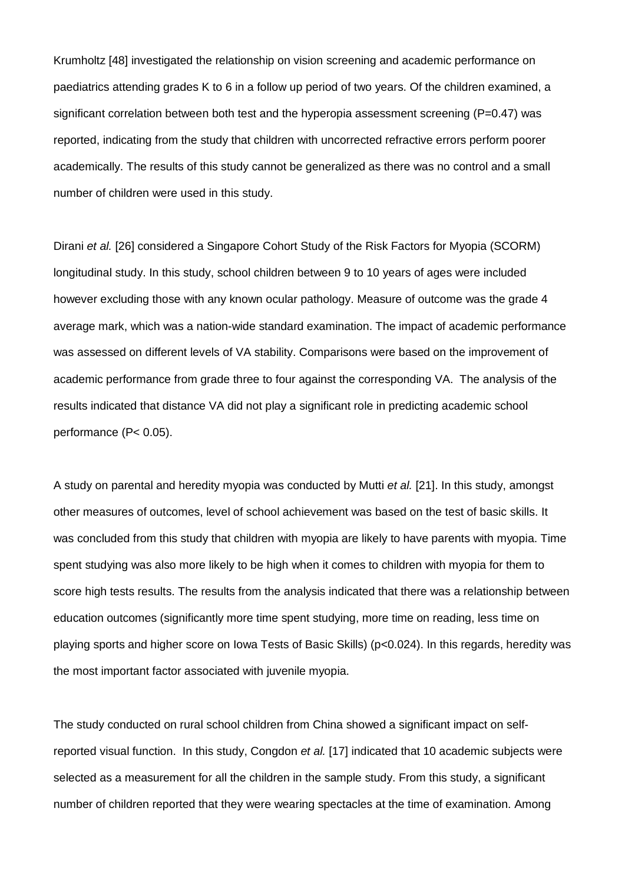Krumholtz [48] investigated the relationship on vision screening and academic performance on paediatrics attending grades K to 6 in a follow up period of two years. Of the children examined, a significant correlation between both test and the hyperopia assessment screening ($P=0.47$) was reported, indicating from the study that children with uncorrected refractive errors perform poorer academically. The results of this study cannot be generalized as there was no control and a small number of children were used in this study.

Dirani *et al.* [26] considered a Singapore Cohort Study of the Risk Factors for Myopia (SCORM) longitudinal study. In this study, school children between 9 to 10 years of ages were included however excluding those with any known ocular pathology. Measure of outcome was the grade 4 average mark, which was a nation-wide standard examination. The impact of academic performance was assessed on different levels of VA stability. Comparisons were based on the improvement of academic performance from grade three to four against the corresponding VA. The analysis of the results indicated that distance VA did not play a significant role in predicting academic school performance ($P < 0.05$).

A study on parental and heredity myopia was conducted by Mutti *et al.* [21]. In this study, amongst other measures of outcomes, level of school achievement was based on the test of basic skills. It was concluded from this study that children with myopia are likely to have parents with myopia. Time spent studying was also more likely to be high when it comes to children with myopia for them to score high tests results. The results from the analysis indicated that there was a relationship between education outcomes (significantly more time spent studying, more time on reading, less time on playing sports and higher score on Iowa Tests of Basic Skills) ($p<0.024$). In this regards, heredity was the most important factor associated with juvenile myopia.

The study conducted on rural school children from China showed a significant impact on self-reported visual function. In this study, Congdon *et al.* [17] indicated that 10 academic subjects were selected as a measurement for all the children in the sample study. From this study, a significant number of children reported that they were wearing spectacles at the time of examination. Among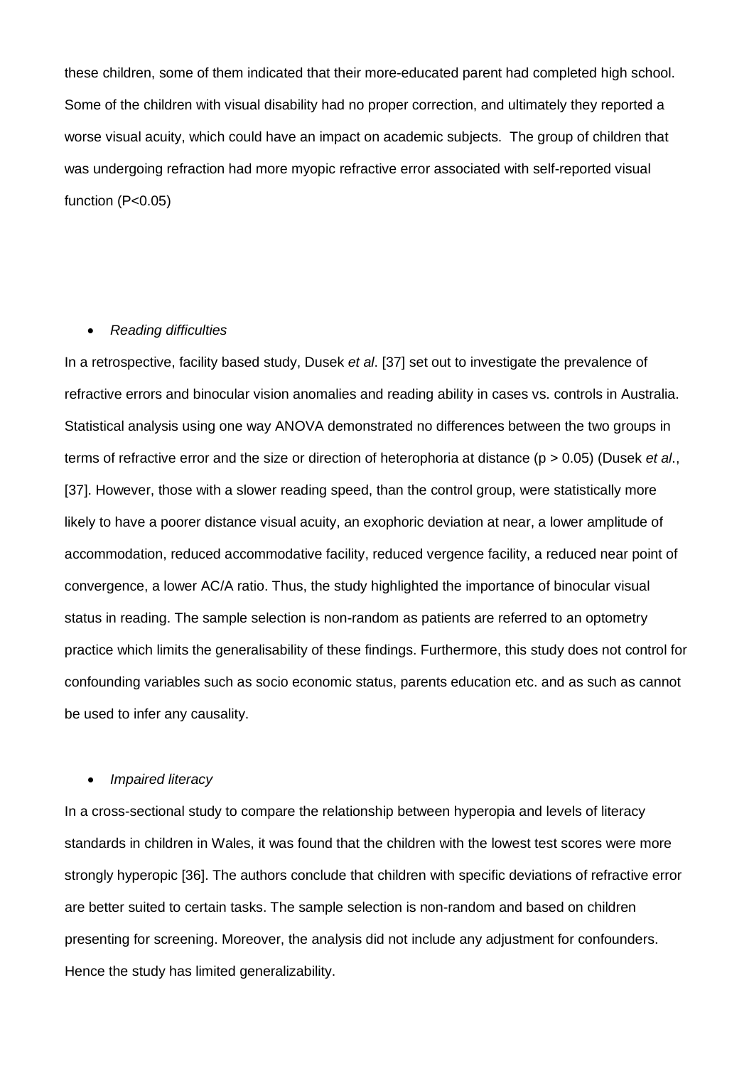these children, some of them indicated that their more-educated parent had completed high school. Some of the children with visual disability had no proper correction, and ultimately they reported a worse visual acuity, which could have an impact on academic subjects. The group of children that was undergoing refraction had more myopic refractive error associated with self-reported visual function ($P<0.05$)

- *Reading difficulties*

In a retrospective, facility based study, Dusek *et al*. [37] set out to investigate the prevalence of refractive errors and binocular vision anomalies and reading ability in cases vs. controls in Australia. Statistical analysis using one way ANOVA demonstrated no differences between the two groups in terms of refractive error and the size or direction of heterophoria at distance ($p > 0.05$) (Dusek *et al*., [37]. However, those with a slower reading speed, than the control group, were statistically more likely to have a poorer distance visual acuity, an exophoric deviation at near, a lower amplitude of accommodation, reduced accommodative facility, reduced vergence facility, a reduced near point of convergence, a lower AC/A ratio. Thus, the study highlighted the importance of binocular visual status in reading. The sample selection is non-random as patients are referred to an optometry practice which limits the generalisability of these findings. Furthermore, this study does not control for confounding variables such as socio economic status, parents education etc. and as such as cannot be used to infer any causality.

- *Impaired literacy*

In a cross-sectional study to compare the relationship between hyperopia and levels of literacy standards in children in Wales, it was found that the children with the lowest test scores were more strongly hyperopic [36]. The authors conclude that children with specific deviations of refractive error are better suited to certain tasks. The sample selection is non-random and based on children presenting for screening. Moreover, the analysis did not include any adjustment for confounders. Hence the study has limited generalizability.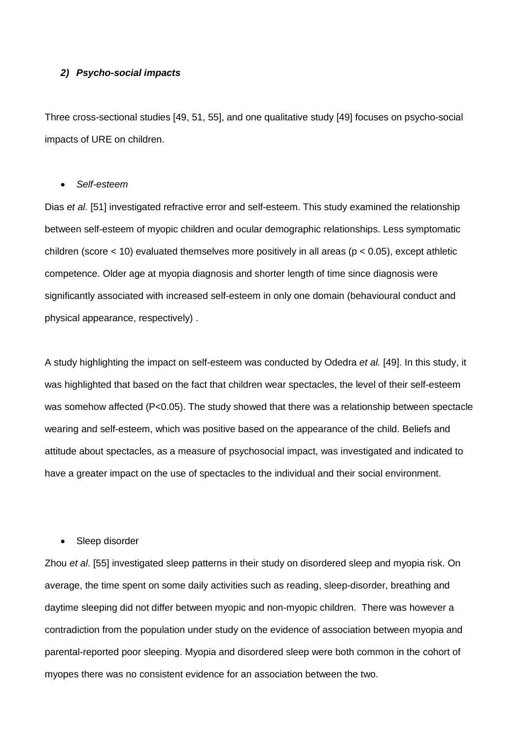### ***2) Psycho-social impacts***

Three cross-sectional studies [49, 51, 55], and one qualitative study [49] focuses on psycho-social impacts of URE on children.

- *Self-esteem*

Dias *et al*. [51] investigated refractive error and self-esteem. This study examined the relationship between self-esteem of myopic children and ocular demographic relationships. Less symptomatic children (score < 10) evaluated themselves more positively in all areas ($p < 0.05$), except athletic competence. Older age at myopia diagnosis and shorter length of time since diagnosis were significantly associated with increased self-esteem in only one domain (behavioural conduct and physical appearance, respectively) .

A study highlighting the impact on self-esteem was conducted by Odedra *et al.* [49]. In this study, it was highlighted that based on the fact that children wear spectacles, the level of their self-esteem was somehow affected ($P<0.05$). The study showed that there was a relationship between spectacle wearing and self-esteem, which was positive based on the appearance of the child. Beliefs and attitude about spectacles, as a measure of psychosocial impact, was investigated and indicated to have a greater impact on the use of spectacles to the individual and their social environment.

- Sleep disorder

Zhou *et al*. [55] investigated sleep patterns in their study on disordered sleep and myopia risk. On average, the time spent on some daily activities such as reading, sleep-disorder, breathing and daytime sleeping did not differ between myopic and non-myopic children. There was however a contradiction from the population under study on the evidence of association between myopia and parental-reported poor sleeping. Myopia and disordered sleep were both common in the cohort of myopes there was no consistent evidence for an association between the two.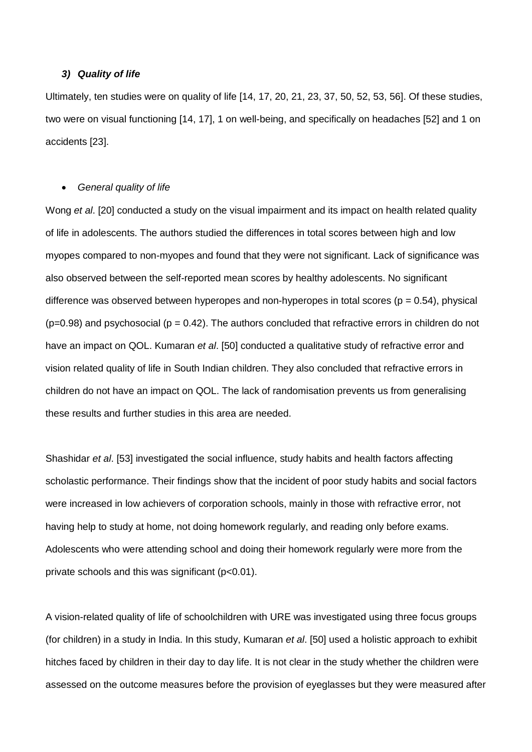### *3) Quality of life*

Ultimately, ten studies were on quality of life [14, 17, 20, 21, 23, 37, 50, 52, 53, 56]. Of these studies, two were on visual functioning [14, 17], 1 on well-being, and specifically on headaches [52] and 1 on accidents [23].

- *General quality of life*

Wong *et al*. [20] conducted a study on the visual impairment and its impact on health related quality of life in adolescents. The authors studied the differences in total scores between high and low myopes compared to non-myopes and found that they were not significant. Lack of significance was also observed between the self-reported mean scores by healthy adolescents. No significant difference was observed between hyperopes and non-hyperopes in total scores ($p = 0.54$), physical ($p=0.98$) and psychosocial ($p = 0.42$). The authors concluded that refractive errors in children do not have an impact on QOL. Kumaran *et al*. [50] conducted a qualitative study of refractive error and vision related quality of life in South Indian children. They also concluded that refractive errors in children do not have an impact on QOL. The lack of randomisation prevents us from generalising these results and further studies in this area are needed.

Shashidar *et al*. [53] investigated the social influence, study habits and health factors affecting scholastic performance. Their findings show that the incident of poor study habits and social factors were increased in low achievers of corporation schools, mainly in those with refractive error, not having help to study at home, not doing homework regularly, and reading only before exams. Adolescents who were attending school and doing their homework regularly were more from the private schools and this was significant ($p<0.01$).

A vision-related quality of life of schoolchildren with URE was investigated using three focus groups (for children) in a study in India. In this study, Kumaran *et al*. [50] used a holistic approach to exhibit hitches faced by children in their day to day life. It is not clear in the study whether the children were assessed on the outcome measures before the provision of eyeglasses but they were measured after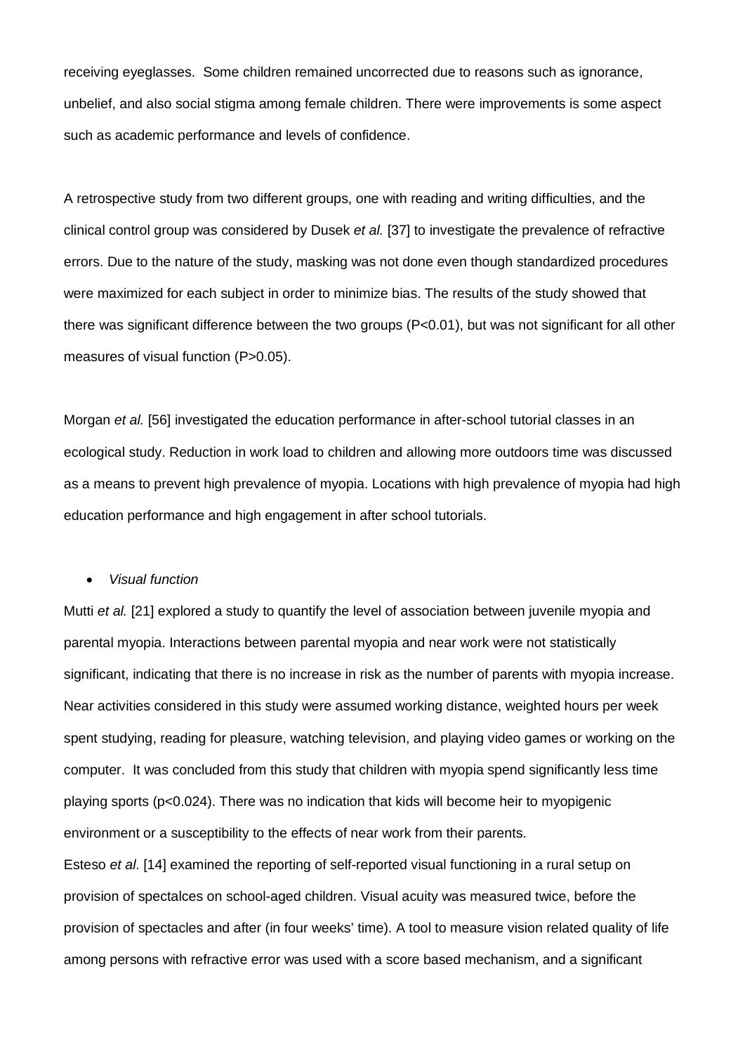receiving eyeglasses.  Some children remained uncorrected due to reasons such as ignorance, unbelief, and also social stigma among female children. There were improvements is some aspect such as academic performance and levels of confidence.

A retrospective study from two different groups, one with reading and writing difficulties, and the clinical control group was considered by Dusek *et al.* [37] to investigate the prevalence of refractive errors. Due to the nature of the study, masking was not done even though standardized procedures were maximized for each subject in order to minimize bias. The results of the study showed that there was significant difference between the two groups ($P<0.01$), but was not significant for all other measures of visual function ($P>0.05$).

Morgan *et al.* [56] investigated the education performance in after-school tutorial classes in an ecological study. Reduction in work load to children and allowing more outdoors time was discussed as a means to prevent high prevalence of myopia. Locations with high prevalence of myopia had high education performance and high engagement in after school tutorials.

- *Visual function*

Mutti *et al.* [21] explored a study to quantify the level of association between juvenile myopia and parental myopia. Interactions between parental myopia and near work were not statistically significant, indicating that there is no increase in risk as the number of parents with myopia increase. Near activities considered in this study were assumed working distance, weighted hours per week spent studying, reading for pleasure, watching television, and playing video games or working on the computer.  It was concluded from this study that children with myopia spend significantly less time playing sports ($p<0.024$). There was no indication that kids will become heir to myopigenic environment or a susceptibility to the effects of near work from their parents.

Esteso *et al*. [14] examined the reporting of self-reported visual functioning in a rural setup on provision of spectalces on school-aged children. Visual acuity was measured twice, before the provision of spectacles and after (in four weeks' time). A tool to measure vision related quality of life among persons with refractive error was used with a score based mechanism, and a significant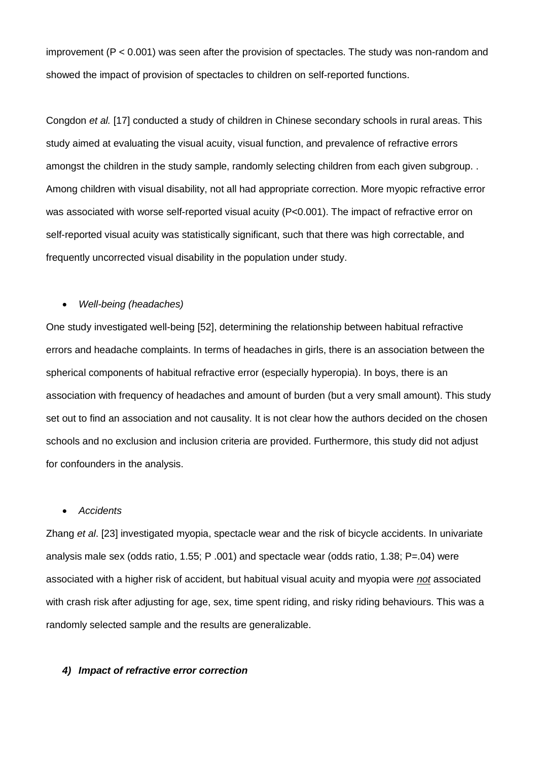improvement ($P < 0.001$) was seen after the provision of spectacles. The study was non-random and showed the impact of provision of spectacles to children on self-reported functions.

Congdon *et al.* [17] conducted a study of children in Chinese secondary schools in rural areas. This study aimed at evaluating the visual acuity, visual function, and prevalence of refractive errors amongst the children in the study sample, randomly selecting children from each given subgroup. . Among children with visual disability, not all had appropriate correction. More myopic refractive error was associated with worse self-reported visual acuity ($P<0.001$). The impact of refractive error on self-reported visual acuity was statistically significant, such that there was high correctable, and frequently uncorrected visual disability in the population under study.

- *Well-being (headaches)*

One study investigated well-being [52], determining the relationship between habitual refractive errors and headache complaints. In terms of headaches in girls, there is an association between the spherical components of habitual refractive error (especially hyperopia). In boys, there is an association with frequency of headaches and amount of burden (but a very small amount). This study set out to find an association and not causality. It is not clear how the authors decided on the chosen schools and no exclusion and inclusion criteria are provided. Furthermore, this study did not adjust for confounders in the analysis.

- *Accidents*

Zhang *et al*. [23] investigated myopia, spectacle wear and the risk of bicycle accidents. In univariate analysis male sex (odds ratio, 1.55; P .001) and spectacle wear (odds ratio, 1.38; $P=.04$) were associated with a higher risk of accident, but habitual visual acuity and myopia were ***not*** associated with crash risk after adjusting for age, sex, time spent riding, and risky riding behaviours. This was a randomly selected sample and the results are generalizable.

#### ***4) Impact of refractive error correction***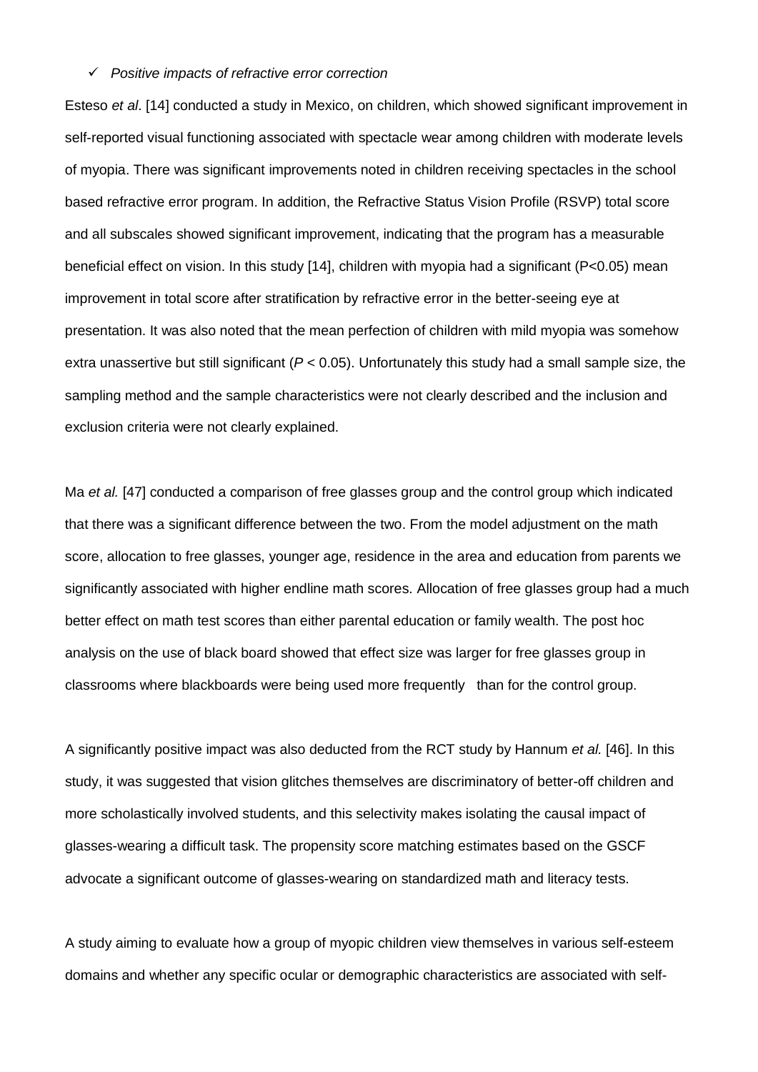- ✓ *Positive impacts of refractive error correction*

Esteso *et al*. [14] conducted a study in Mexico, on children, which showed significant improvement in self-reported visual functioning associated with spectacle wear among children with moderate levels of myopia. There was significant improvements noted in children receiving spectacles in the school based refractive error program. In addition, the Refractive Status Vision Profile (RSVP) total score and all subscales showed significant improvement, indicating that the program has a measurable beneficial effect on vision. In this study [14], children with myopia had a significant (P<0.05) mean improvement in total score after stratification by refractive error in the better-seeing eye at presentation. It was also noted that the mean perfection of children with mild myopia was somehow extra unassertive but still significant (*P* < 0.05). Unfortunately this study had a small sample size, the sampling method and the sample characteristics were not clearly described and the inclusion and exclusion criteria were not clearly explained.

Ma *et al.* [47] conducted a comparison of free glasses group and the control group which indicated that there was a significant difference between the two. From the model adjustment on the math score, allocation to free glasses, younger age, residence in the area and education from parents we significantly associated with higher endline math scores. Allocation of free glasses group had a much better effect on math test scores than either parental education or family wealth. The post hoc analysis on the use of black board showed that effect size was larger for free glasses group in classrooms where blackboards were being used more frequently than for the control group.

A significantly positive impact was also deducted from the RCT study by Hannum *et al.* [46]. In this study, it was suggested that vision glitches themselves are discriminatory of better-off children and more scholastically involved students, and this selectivity makes isolating the causal impact of glasses-wearing a difficult task. The propensity score matching estimates based on the GSCF advocate a significant outcome of glasses-wearing on standardized math and literacy tests.

A study aiming to evaluate how a group of myopic children view themselves in various self-esteem domains and whether any specific ocular or demographic characteristics are associated with self-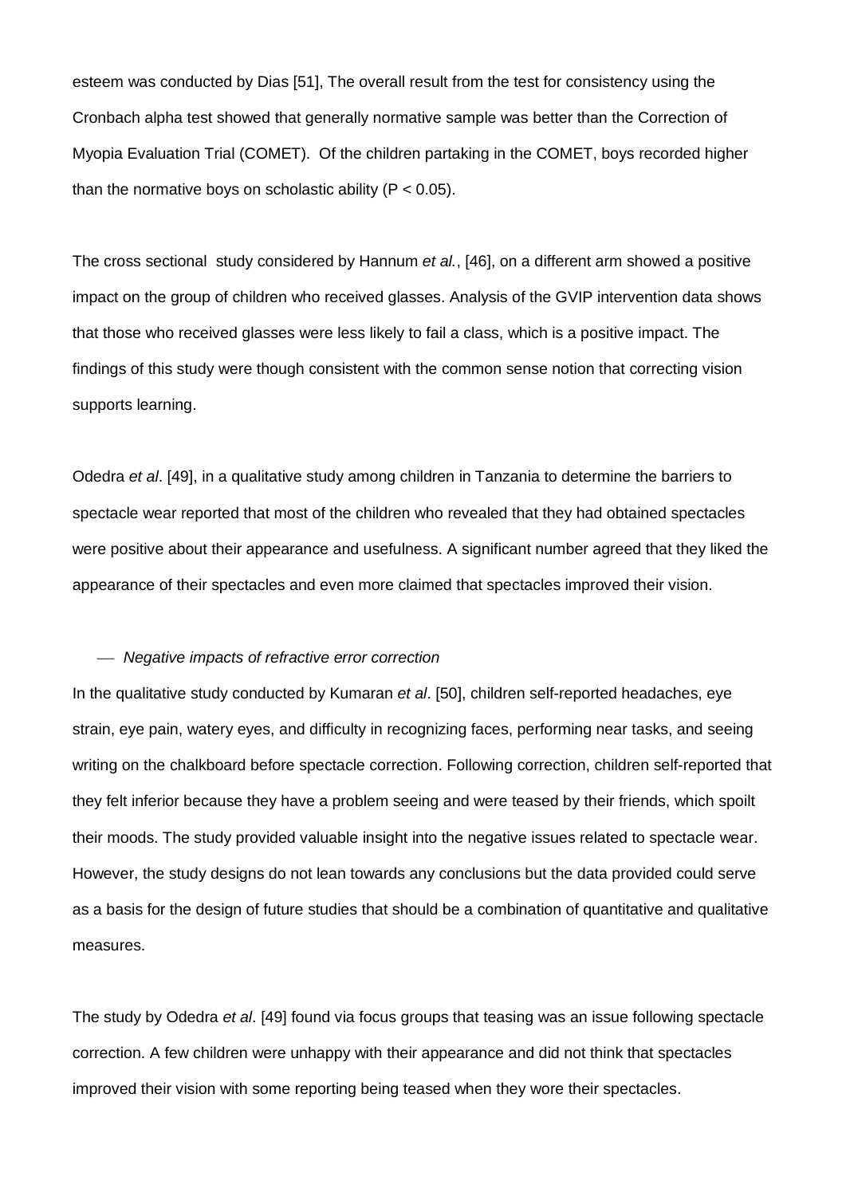esteem was conducted by Dias [51], The overall result from the test for consistency using the Cronbach alpha test showed that generally normative sample was better than the Correction of Myopia Evaluation Trial (COMET). Of the children partaking in the COMET, boys recorded higher than the normative boys on scholastic ability ($P < 0.05$).

The cross sectional study considered by Hannum *et al.*, [46], on a different arm showed a positive impact on the group of children who received glasses. Analysis of the GVIP intervention data shows that those who received glasses were less likely to fail a class, which is a positive impact. The findings of this study were though consistent with the common sense notion that correcting vision supports learning.

Odedra *et al*. [49], in a qualitative study among children in Tanzania to determine the barriers to spectacle wear reported that most of the children who revealed that they had obtained spectacles were positive about their appearance and usefulness. A significant number agreed that they liked the appearance of their spectacles and even more claimed that spectacles improved their vision.

- *Negative impacts of refractive error correction*

In the qualitative study conducted by Kumaran *et al*. [50], children self-reported headaches, eye strain, eye pain, watery eyes, and difficulty in recognizing faces, performing near tasks, and seeing writing on the chalkboard before spectacle correction. Following correction, children self-reported that they felt inferior because they have a problem seeing and were teased by their friends, which spoilt their moods. The study provided valuable insight into the negative issues related to spectacle wear. However, the study designs do not lean towards any conclusions but the data provided could serve as a basis for the design of future studies that should be a combination of quantitative and qualitative measures.

The study by Odedra *et al*. [49] found via focus groups that teasing was an issue following spectacle correction. A few children were unhappy with their appearance and did not think that spectacles improved their vision with some reporting being teased when they wore their spectacles.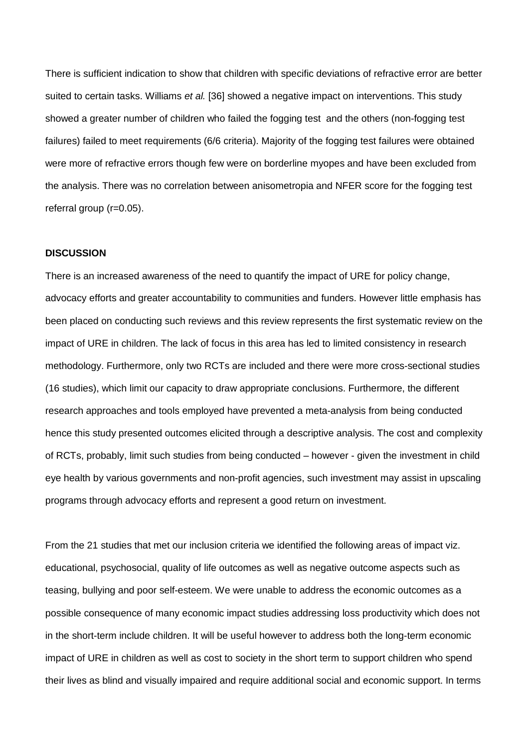There is sufficient indication to show that children with specific deviations of refractive error are better suited to certain tasks. Williams *et al.* [36] showed a negative impact on interventions. This study showed a greater number of children who failed the fogging test and the others (non-fogging test failures) failed to meet requirements (6/6 criteria). Majority of the fogging test failures were obtained were more of refractive errors though few were on borderline myopes and have been excluded from the analysis. There was no correlation between anisometropia and NFER score for the fogging test referral group (r=0.05).

**DISCUSSION**

There is an increased awareness of the need to quantify the impact of URE for policy change, advocacy efforts and greater accountability to communities and funders. However little emphasis has been placed on conducting such reviews and this review represents the first systematic review on the impact of URE in children. The lack of focus in this area has led to limited consistency in research methodology. Furthermore, only two RCTs are included and there were more cross-sectional studies (16 studies), which limit our capacity to draw appropriate conclusions. Furthermore, the different research approaches and tools employed have prevented a meta-analysis from being conducted hence this study presented outcomes elicited through a descriptive analysis. The cost and complexity of RCTs, probably, limit such studies from being conducted – however - given the investment in child eye health by various governments and non-profit agencies, such investment may assist in upscaling programs through advocacy efforts and represent a good return on investment.

From the 21 studies that met our inclusion criteria we identified the following areas of impact viz. educational, psychosocial, quality of life outcomes as well as negative outcome aspects such as teasing, bullying and poor self-esteem. We were unable to address the economic outcomes as a possible consequence of many economic impact studies addressing loss productivity which does not in the short-term include children. It will be useful however to address both the long-term economic impact of URE in children as well as cost to society in the short term to support children who spend their lives as blind and visually impaired and require additional social and economic support. In terms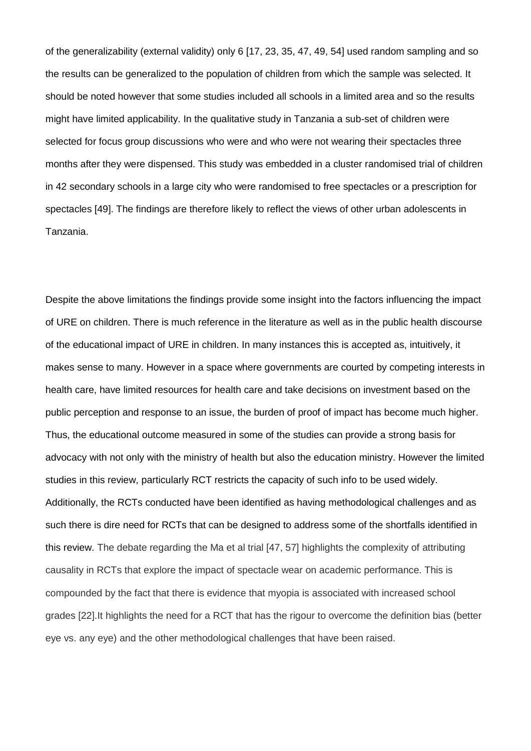of the generalizability (external validity) only 6 [17, 23, 35, 47, 49, 54] used random sampling and so the results can be generalized to the population of children from which the sample was selected. It should be noted however that some studies included all schools in a limited area and so the results might have limited applicability. In the qualitative study in Tanzania a sub-set of children were selected for focus group discussions who were and who were not wearing their spectacles three months after they were dispensed. This study was embedded in a cluster randomised trial of children in 42 secondary schools in a large city who were randomised to free spectacles or a prescription for spectacles [49]. The findings are therefore likely to reflect the views of other urban adolescents in Tanzania.

Despite the above limitations the findings provide some insight into the factors influencing the impact of URE on children. There is much reference in the literature as well as in the public health discourse of the educational impact of URE in children. In many instances this is accepted as, intuitively, it makes sense to many. However in a space where governments are courted by competing interests in health care, have limited resources for health care and take decisions on investment based on the public perception and response to an issue, the burden of proof of impact has become much higher. Thus, the educational outcome measured in some of the studies can provide a strong basis for advocacy with not only with the ministry of health but also the education ministry. However the limited studies in this review, particularly RCT restricts the capacity of such info to be used widely. Additionally, the RCTs conducted have been identified as having methodological challenges and as such there is dire need for RCTs that can be designed to address some of the shortfalls identified in this review. The debate regarding the Ma et al trial [47, 57] highlights the complexity of attributing causality in RCTs that explore the impact of spectacle wear on academic performance. This is compounded by the fact that there is evidence that myopia is associated with increased school grades [22].It highlights the need for a RCT that has the rigour to overcome the definition bias (better eye vs. any eye) and the other methodological challenges that have been raised.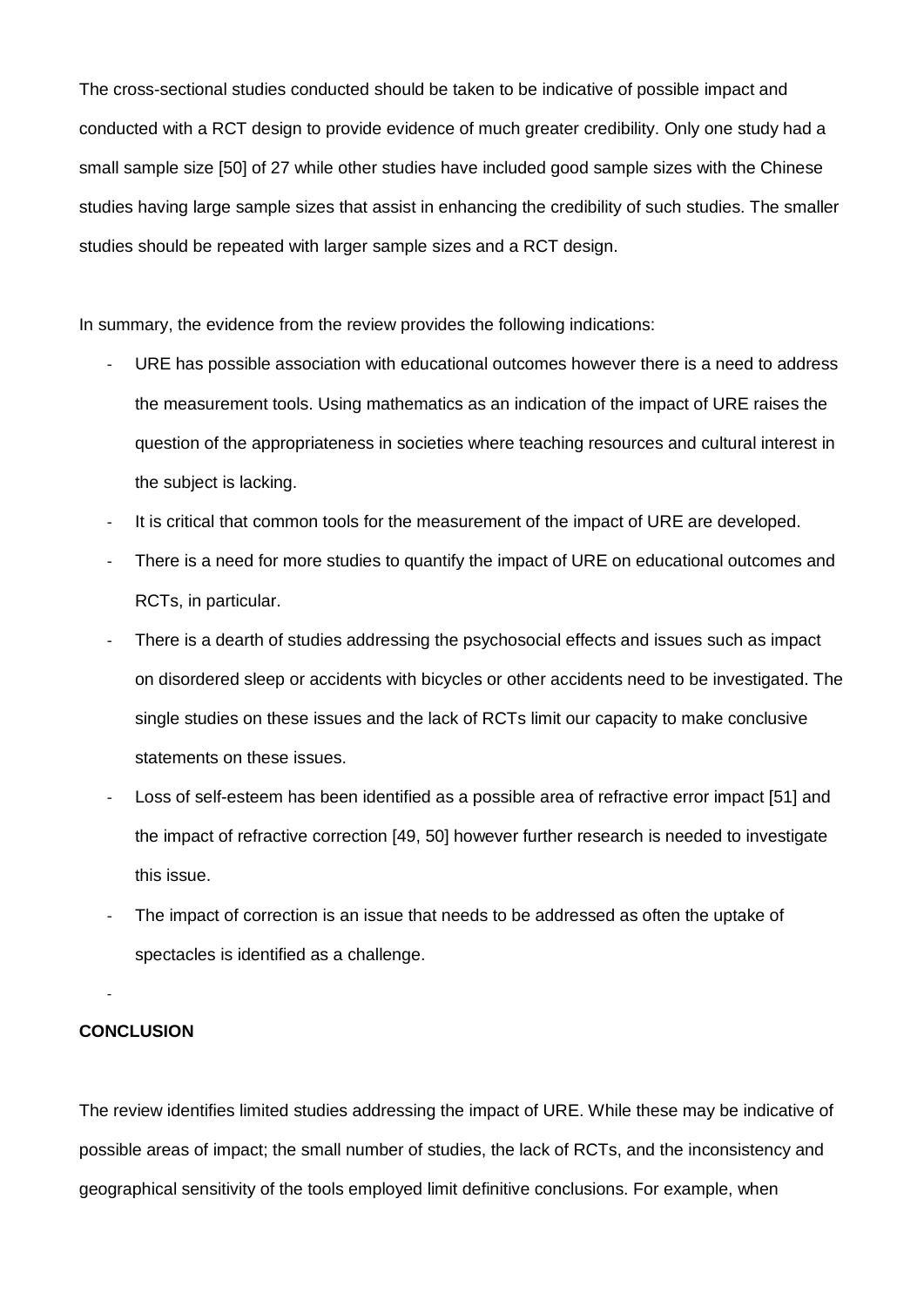The cross-sectional studies conducted should be taken to be indicative of possible impact and conducted with a RCT design to provide evidence of much greater credibility. Only one study had a small sample size [50] of 27 while other studies have included good sample sizes with the Chinese studies having large sample sizes that assist in enhancing the credibility of such studies. The smaller studies should be repeated with larger sample sizes and a RCT design.

In summary, the evidence from the review provides the following indications:

- URE has possible association with educational outcomes however there is a need to address the measurement tools. Using mathematics as an indication of the impact of URE raises the question of the appropriateness in societies where teaching resources and cultural interest in the subject is lacking.
- It is critical that common tools for the measurement of the impact of URE are developed.
- There is a need for more studies to quantify the impact of URE on educational outcomes and RCTs, in particular.
- There is a dearth of studies addressing the psychosocial effects and issues such as impact on disordered sleep or accidents with bicycles or other accidents need to be investigated. The single studies on these issues and the lack of RCTs limit our capacity to make conclusive statements on these issues.
- Loss of self-esteem has been identified as a possible area of refractive error impact [51] and the impact of refractive correction [49, 50] however further research is needed to investigate this issue.
- The impact of correction is an issue that needs to be addressed as often the uptake of spectacles is identified as a challenge.

**CONCLUSION**

The review identifies limited studies addressing the impact of URE. While these may be indicative of possible areas of impact; the small number of studies, the lack of RCTs, and the inconsistency and geographical sensitivity of the tools employed limit definitive conclusions. For example, when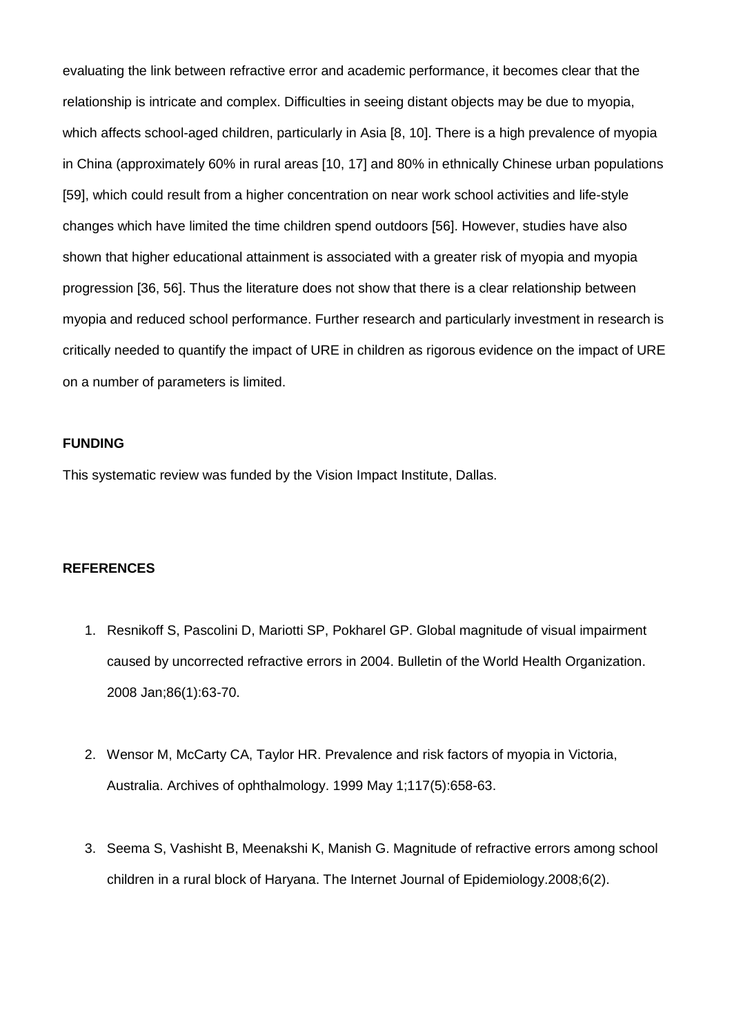evaluating the link between refractive error and academic performance, it becomes clear that the relationship is intricate and complex. Difficulties in seeing distant objects may be due to myopia, which affects school-aged children, particularly in Asia [8, 10]. There is a high prevalence of myopia in China (approximately 60% in rural areas [10, 17] and 80% in ethnically Chinese urban populations [59], which could result from a higher concentration on near work school activities and life-style changes which have limited the time children spend outdoors [56]. However, studies have also shown that higher educational attainment is associated with a greater risk of myopia and myopia progression [36, 56]. Thus the literature does not show that there is a clear relationship between myopia and reduced school performance. Further research and particularly investment in research is critically needed to quantify the impact of URE in children as rigorous evidence on the impact of URE on a number of parameters is limited.

**FUNDING**

This systematic review was funded by the Vision Impact Institute, Dallas.

**REFERENCES**

1. Resnikoff S, Pascolini D, Mariotti SP, Pokharel GP. Global magnitude of visual impairment caused by uncorrected refractive errors in 2004. Bulletin of the World Health Organization. 2008 Jan;86(1):63-70.

2. Wensor M, McCarty CA, Taylor HR. Prevalence and risk factors of myopia in Victoria, Australia. Archives of ophthalmology. 1999 May 1;117(5):658-63.

3. Seema S, Vashisht B, Meenakshi K, Manish G. Magnitude of refractive errors among school children in a rural block of Haryana. The Internet Journal of Epidemiology.2008;6(2).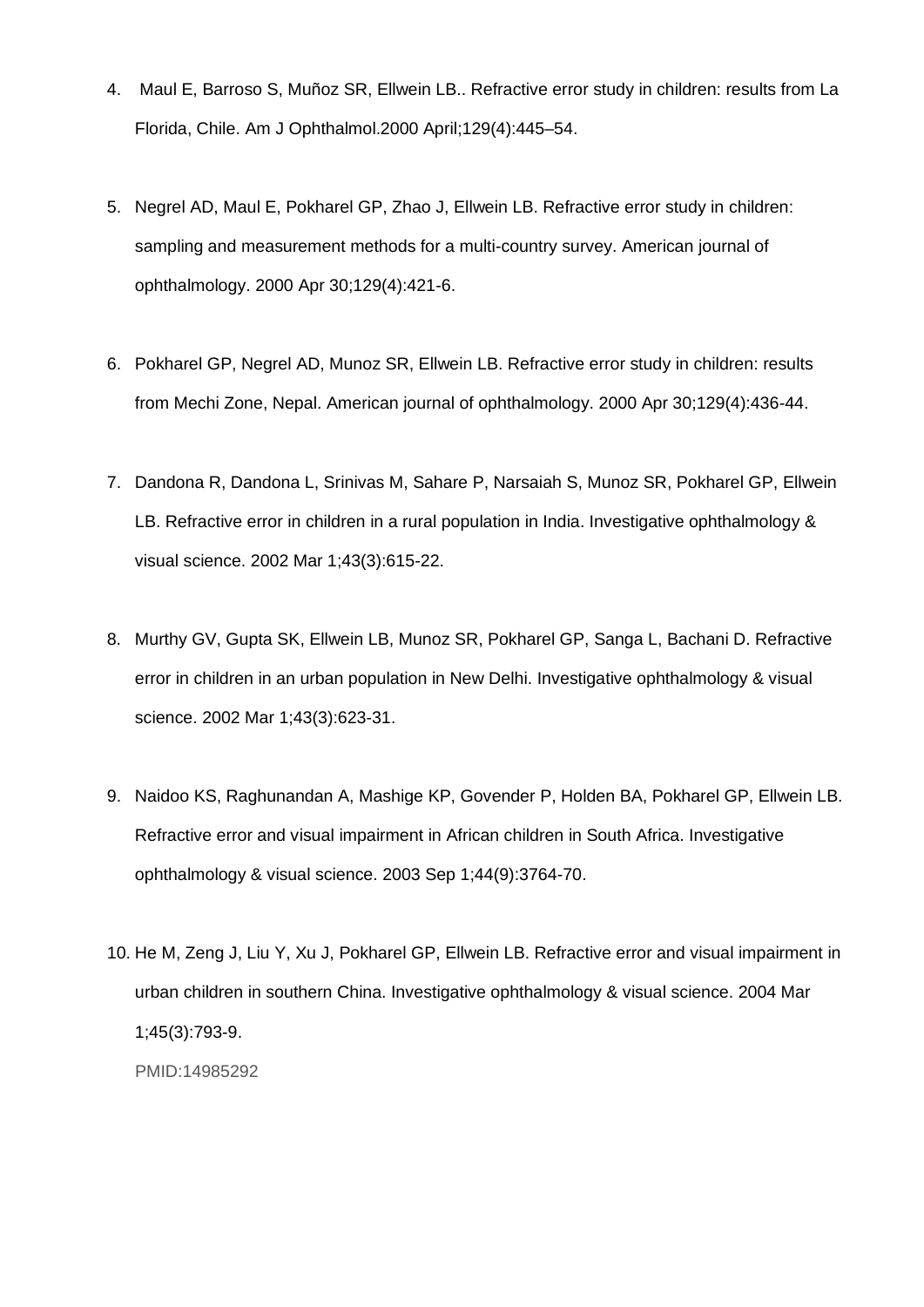4. Maul E, Barroso S, Muñoz SR, Ellwein LB.. Refractive error study in children: results from La Florida, Chile. Am J Ophthalmol.2000 April;129(4):445–54.

5. Negrel AD, Maul E, Pokharel GP, Zhao J, Ellwein LB. Refractive error study in children: sampling and measurement methods for a multi-country survey. American journal of ophthalmology. 2000 Apr 30;129(4):421-6.

6. Pokharel GP, Negrel AD, Munoz SR, Ellwein LB. Refractive error study in children: results from Mechi Zone, Nepal. American journal of ophthalmology. 2000 Apr 30;129(4):436-44.

7. Dandona R, Dandona L, Srinivas M, Sahare P, Narsaiah S, Munoz SR, Pokharel GP, Ellwein LB. Refractive error in children in a rural population in India. Investigative ophthalmology & visual science. 2002 Mar 1;43(3):615-22.

8. Murthy GV, Gupta SK, Ellwein LB, Munoz SR, Pokharel GP, Sanga L, Bachani D. Refractive error in children in an urban population in New Delhi. Investigative ophthalmology & visual science. 2002 Mar 1;43(3):623-31.

9. Naidoo KS, Raghunandan A, Mashige KP, Govender P, Holden BA, Pokharel GP, Ellwein LB. Refractive error and visual impairment in African children in South Africa. Investigative ophthalmology & visual science. 2003 Sep 1;44(9):3764-70.

10. He M, Zeng J, Liu Y, Xu J, Pokharel GP, Ellwein LB. Refractive error and visual impairment in urban children in southern China. Investigative ophthalmology & visual science. 2004 Mar 1;45(3):793-9.

    PMID:14985292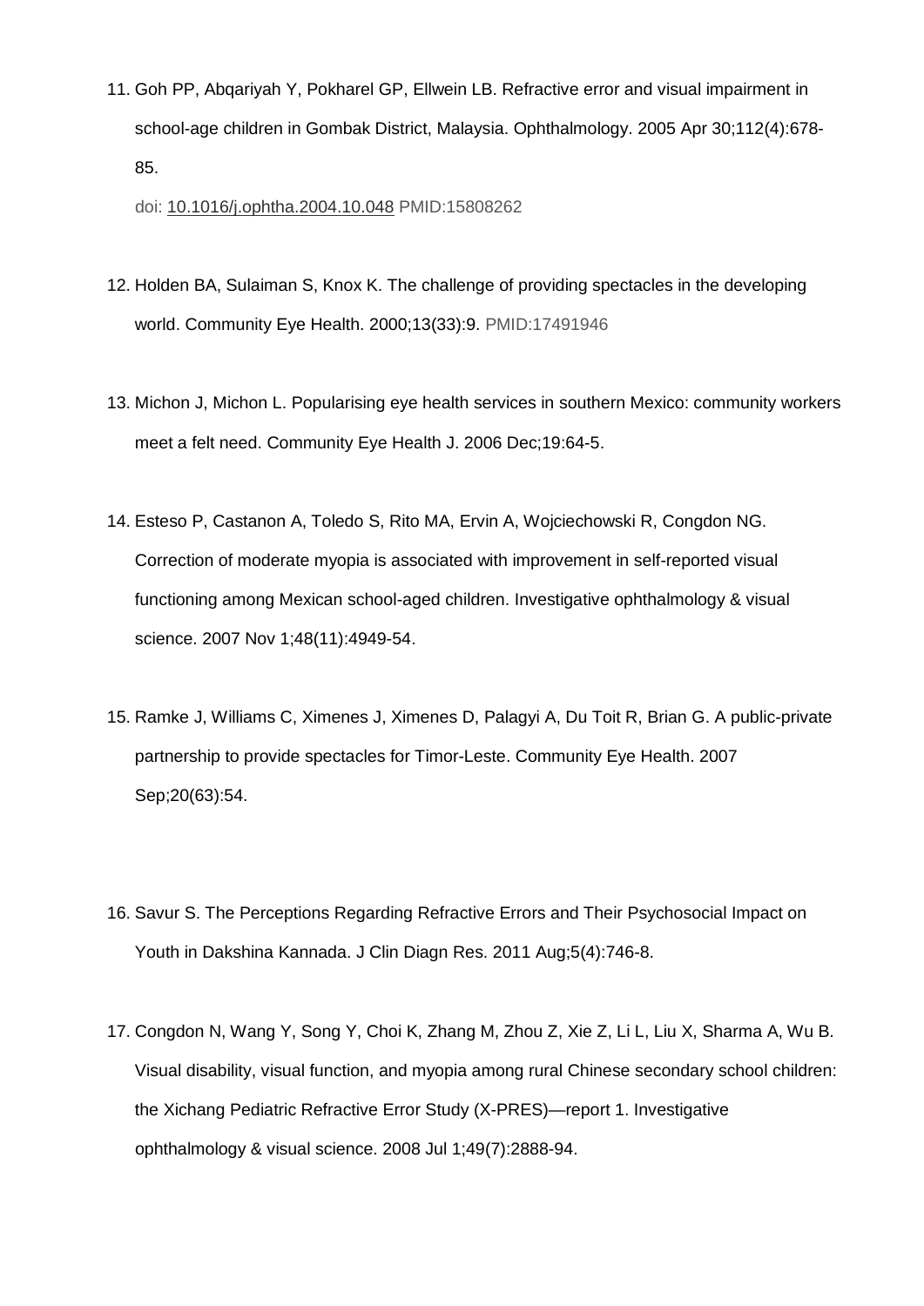11. Goh PP, Abqariyah Y, Pokharel GP, Ellwein LB. Refractive error and visual impairment in school-age children in Gombak District, Malaysia. Ophthalmology. 2005 Apr 30;112(4):678-85.

    doi: 10.1016/j.ophtha.2004.10.048 PMID:15808262

12. Holden BA, Sulaiman S, Knox K. The challenge of providing spectacles in the developing world. Community Eye Health. 2000;13(33):9. PMID:17491946

13. Michon J, Michon L. Popularising eye health services in southern Mexico: community workers meet a felt need. Community Eye Health J. 2006 Dec;19:64-5.

14. Esteso P, Castanon A, Toledo S, Rito MA, Ervin A, Wojciechowski R, Congdon NG. Correction of moderate myopia is associated with improvement in self-reported visual functioning among Mexican school-aged children. Investigative ophthalmology & visual science. 2007 Nov 1;48(11):4949-54.

15. Ramke J, Williams C, Ximenes J, Ximenes D, Palagyi A, Du Toit R, Brian G. A public-private partnership to provide spectacles for Timor-Leste. Community Eye Health. 2007 Sep;20(63):54.

16. Savur S. The Perceptions Regarding Refractive Errors and Their Psychosocial Impact on Youth in Dakshina Kannada. J Clin Diagn Res. 2011 Aug;5(4):746-8.

17. Congdon N, Wang Y, Song Y, Choi K, Zhang M, Zhou Z, Xie Z, Li L, Liu X, Sharma A, Wu B. Visual disability, visual function, and myopia among rural Chinese secondary school children: the Xichang Pediatric Refractive Error Study (X-PRES)—report 1. Investigative ophthalmology & visual science. 2008 Jul 1;49(7):2888-94.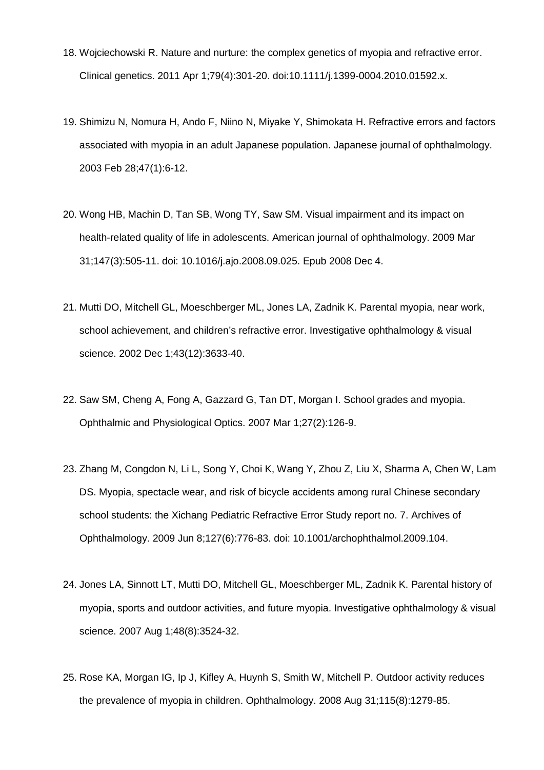18. Wojciechowski R. Nature and nurture: the complex genetics of myopia and refractive error. Clinical genetics. 2011 Apr 1;79(4):301-20. doi:10.1111/j.1399-0004.2010.01592.x.

19. Shimizu N, Nomura H, Ando F, Niino N, Miyake Y, Shimokata H. Refractive errors and factors associated with myopia in an adult Japanese population. Japanese journal of ophthalmology. 2003 Feb 28;47(1):6-12.

20. Wong HB, Machin D, Tan SB, Wong TY, Saw SM. Visual impairment and its impact on health-related quality of life in adolescents. American journal of ophthalmology. 2009 Mar 31;147(3):505-11. doi: 10.1016/j.ajo.2008.09.025. Epub 2008 Dec 4.

21. Mutti DO, Mitchell GL, Moeschberger ML, Jones LA, Zadnik K. Parental myopia, near work, school achievement, and children's refractive error. Investigative ophthalmology & visual science. 2002 Dec 1;43(12):3633-40.

22. Saw SM, Cheng A, Fong A, Gazzard G, Tan DT, Morgan I. School grades and myopia. Ophthalmic and Physiological Optics. 2007 Mar 1;27(2):126-9.

23. Zhang M, Congdon N, Li L, Song Y, Choi K, Wang Y, Zhou Z, Liu X, Sharma A, Chen W, Lam DS. Myopia, spectacle wear, and risk of bicycle accidents among rural Chinese secondary school students: the Xichang Pediatric Refractive Error Study report no. 7. Archives of Ophthalmology. 2009 Jun 8;127(6):776-83. doi: 10.1001/archophthalmol.2009.104.

24. Jones LA, Sinnott LT, Mutti DO, Mitchell GL, Moeschberger ML, Zadnik K. Parental history of myopia, sports and outdoor activities, and future myopia. Investigative ophthalmology & visual science. 2007 Aug 1;48(8):3524-32.

25. Rose KA, Morgan IG, Ip J, Kifley A, Huynh S, Smith W, Mitchell P. Outdoor activity reduces the prevalence of myopia in children. Ophthalmology. 2008 Aug 31;115(8):1279-85.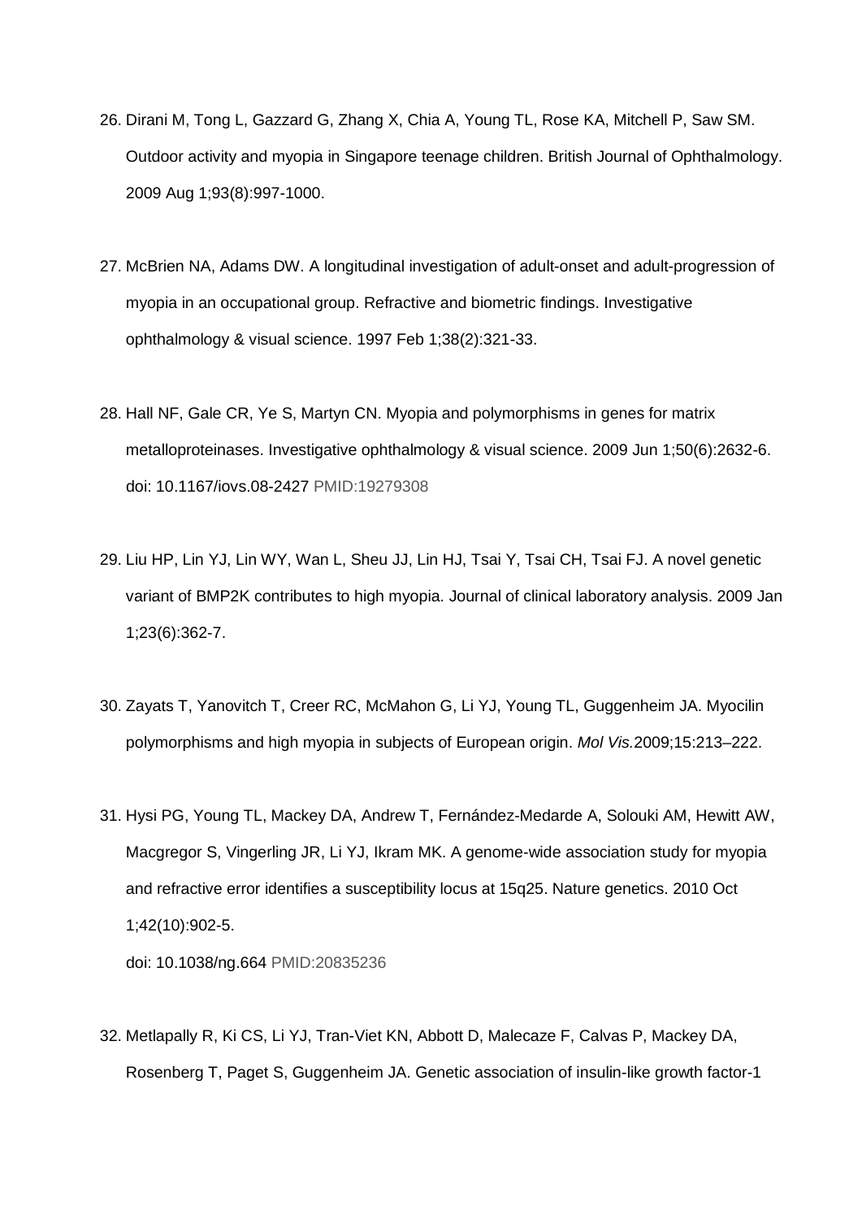26. Dirani M, Tong L, Gazzard G, Zhang X, Chia A, Young TL, Rose KA, Mitchell P, Saw SM. Outdoor activity and myopia in Singapore teenage children. British Journal of Ophthalmology. 2009 Aug 1;93(8):997-1000.

27. McBrien NA, Adams DW. A longitudinal investigation of adult-onset and adult-progression of myopia in an occupational group. Refractive and biometric findings. Investigative ophthalmology & visual science. 1997 Feb 1;38(2):321-33.

28. Hall NF, Gale CR, Ye S, Martyn CN. Myopia and polymorphisms in genes for matrix metalloproteinases. Investigative ophthalmology & visual science. 2009 Jun 1;50(6):2632-6. doi: 10.1167/iovs.08-2427 PMID:19279308

29. Liu HP, Lin YJ, Lin WY, Wan L, Sheu JJ, Lin HJ, Tsai Y, Tsai CH, Tsai FJ. A novel genetic variant of BMP2K contributes to high myopia. Journal of clinical laboratory analysis. 2009 Jan 1;23(6):362-7.

30. Zayats T, Yanovitch T, Creer RC, McMahon G, Li YJ, Young TL, Guggenheim JA. Myocilin polymorphisms and high myopia in subjects of European origin. *Mol Vis.*2009;15:213–222.

31. Hysi PG, Young TL, Mackey DA, Andrew T, Fernández-Medarde A, Solouki AM, Hewitt AW, Macgregor S, Vingerling JR, Li YJ, Ikram MK. A genome-wide association study for myopia and refractive error identifies a susceptibility locus at 15q25. Nature genetics. 2010 Oct 1;42(10):902-5.
    doi: 10.1038/ng.664 PMID:20835236

32. Metlapally R, Ki CS, Li YJ, Tran-Viet KN, Abbott D, Malecaze F, Calvas P, Mackey DA, Rosenberg T, Paget S, Guggenheim JA. Genetic association of insulin-like growth factor-1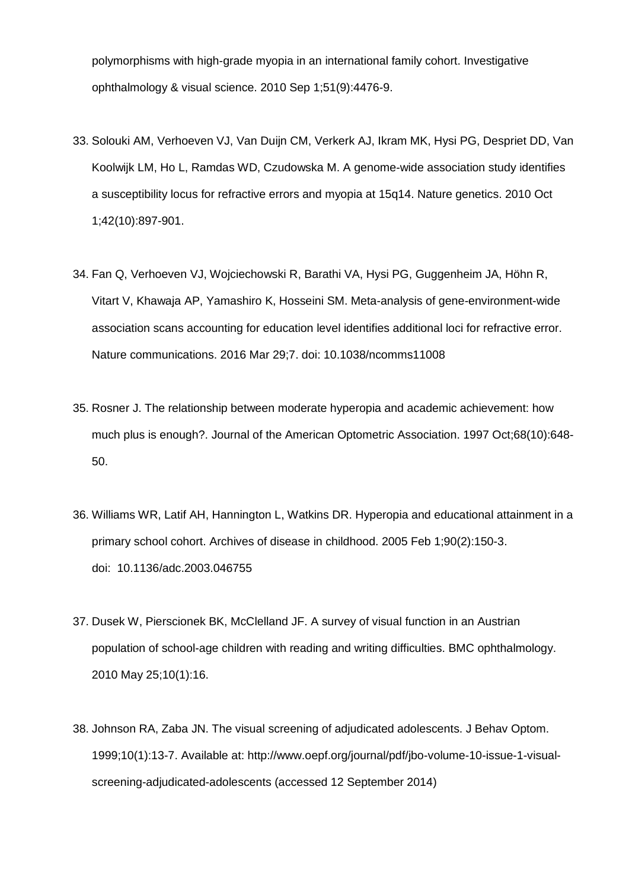polymorphisms with high-grade myopia in an international family cohort. Investigative ophthalmology & visual science. 2010 Sep 1;51(9):4476-9.

33. Solouki AM, Verhoeven VJ, Van Duijn CM, Verkerk AJ, Ikram MK, Hysi PG, Despriet DD, Van Koolwijk LM, Ho L, Ramdas WD, Czudowska M. A genome-wide association study identifies a susceptibility locus for refractive errors and myopia at 15q14. Nature genetics. 2010 Oct 1;42(10):897-901.

34. Fan Q, Verhoeven VJ, Wojciechowski R, Barathi VA, Hysi PG, Guggenheim JA, Höhn R, Vitart V, Khawaja AP, Yamashiro K, Hosseini SM. Meta-analysis of gene-environment-wide association scans accounting for education level identifies additional loci for refractive error. Nature communications. 2016 Mar 29;7. doi: 10.1038/ncomms11008

35. Rosner J. The relationship between moderate hyperopia and academic achievement: how much plus is enough?. Journal of the American Optometric Association. 1997 Oct;68(10):648-50.

36. Williams WR, Latif AH, Hannington L, Watkins DR. Hyperopia and educational attainment in a primary school cohort. Archives of disease in childhood. 2005 Feb 1;90(2):150-3. doi: 10.1136/adc.2003.046755

37. Dusek W, Pierscionek BK, McClelland JF. A survey of visual function in an Austrian population of school-age children with reading and writing difficulties. BMC ophthalmology. 2010 May 25;10(1):16.

38. Johnson RA, Zaba JN. The visual screening of adjudicated adolescents. J Behav Optom. 1999;10(1):13-7. Available at: http://www.oepf.org/journal/pdf/jbo-volume-10-issue-1-visual-screening-adjudicated-adolescents (accessed 12 September 2014)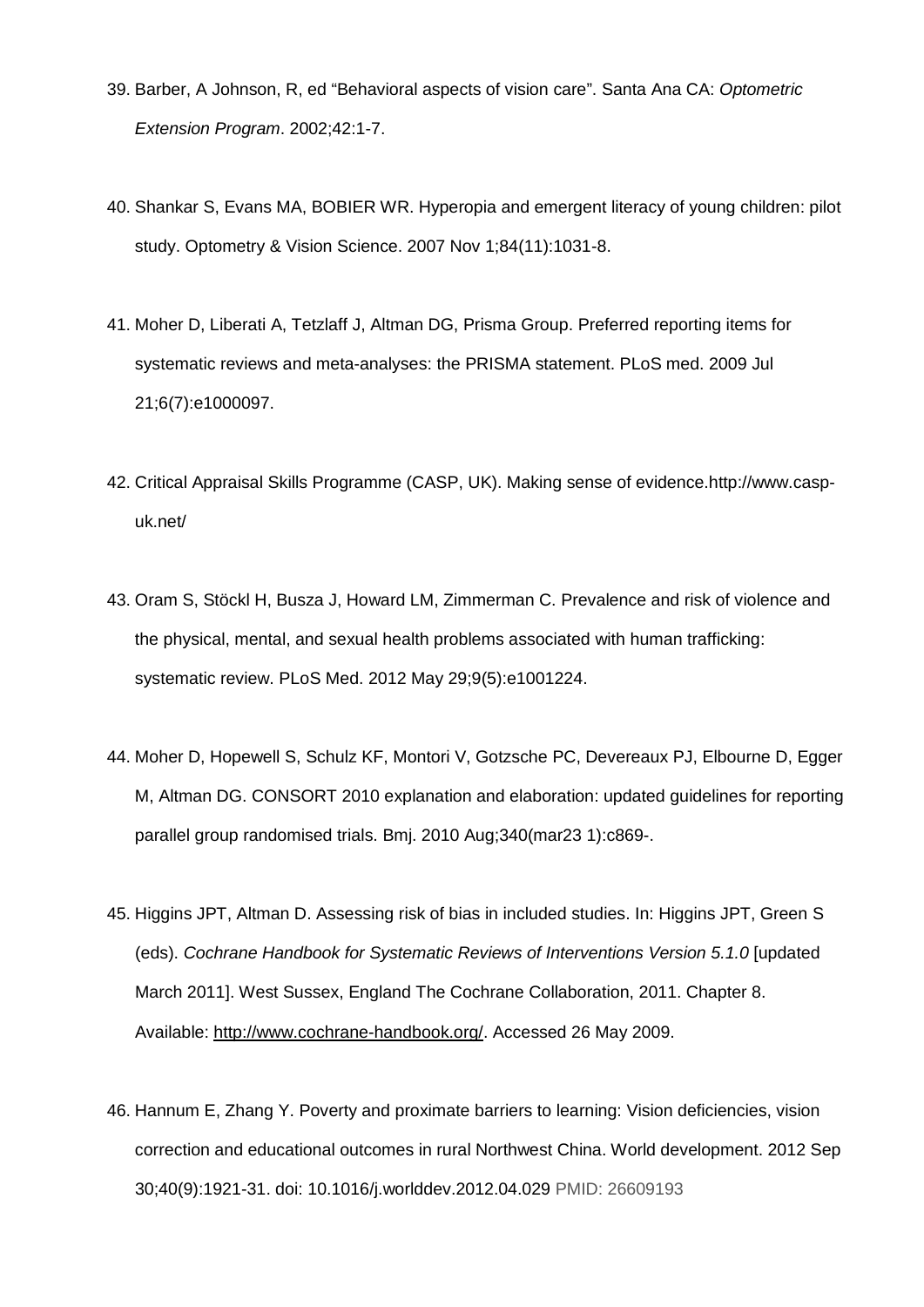39. Barber, A Johnson, R, ed "Behavioral aspects of vision care". Santa Ana CA: *Optometric Extension Program*. 2002;42:1-7.

40. Shankar S, Evans MA, BOBIER WR. Hyperopia and emergent literacy of young children: pilot study. Optometry & Vision Science. 2007 Nov 1;84(11):1031-8.

41. Moher D, Liberati A, Tetzlaff J, Altman DG, Prisma Group. Preferred reporting items for systematic reviews and meta-analyses: the PRISMA statement. PLoS med. 2009 Jul 21;6(7):e1000097.

42. Critical Appraisal Skills Programme (CASP, UK). Making sense of evidence.http://www.casp-uk.net/

43. Oram S, Stöckl H, Busza J, Howard LM, Zimmerman C. Prevalence and risk of violence and the physical, mental, and sexual health problems associated with human trafficking: systematic review. PLoS Med. 2012 May 29;9(5):e1001224.

44. Moher D, Hopewell S, Schulz KF, Montori V, Gotzsche PC, Devereaux PJ, Elbourne D, Egger M, Altman DG. CONSORT 2010 explanation and elaboration: updated guidelines for reporting parallel group randomised trials. Bmj. 2010 Aug;340(mar23 1):c869-.

45. Higgins JPT, Altman D. Assessing risk of bias in included studies. In: Higgins JPT, Green S (eds). *Cochrane Handbook for Systematic Reviews of Interventions Version 5.1.0* [updated March 2011]. West Sussex, England The Cochrane Collaboration, 2011. Chapter 8. Available: http://www.cochrane-handbook.org/. Accessed 26 May 2009.

46. Hannum E, Zhang Y. Poverty and proximate barriers to learning: Vision deficiencies, vision correction and educational outcomes in rural Northwest China. World development. 2012 Sep 30;40(9):1921-31. doi: 10.1016/j.worlddev.2012.04.029 PMID: 26609193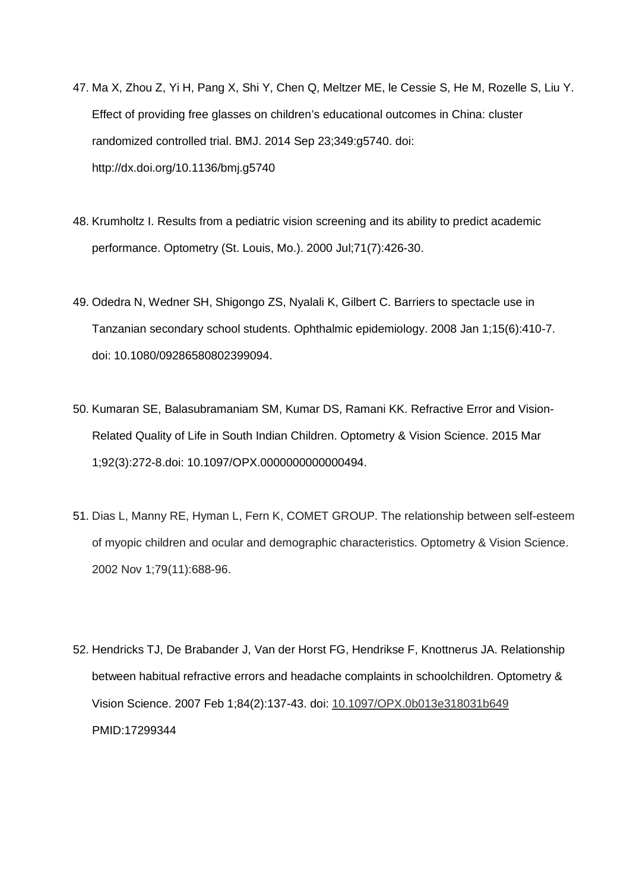47. Ma X, Zhou Z, Yi H, Pang X, Shi Y, Chen Q, Meltzer ME, le Cessie S, He M, Rozelle S, Liu Y. Effect of providing free glasses on children's educational outcomes in China: cluster randomized controlled trial. BMJ. 2014 Sep 23;349:g5740. doi: http://dx.doi.org/10.1136/bmj.g5740

48. Krumholtz I. Results from a pediatric vision screening and its ability to predict academic performance. Optometry (St. Louis, Mo.). 2000 Jul;71(7):426-30.

49. Odedra N, Wedner SH, Shigongo ZS, Nyalali K, Gilbert C. Barriers to spectacle use in Tanzanian secondary school students. Ophthalmic epidemiology. 2008 Jan 1;15(6):410-7. doi: 10.1080/09286580802399094.

50. Kumaran SE, Balasubramaniam SM, Kumar DS, Ramani KK. Refractive Error and Vision-Related Quality of Life in South Indian Children. Optometry & Vision Science. 2015 Mar 1;92(3):272-8.doi: 10.1097/OPX.0000000000000494.

51. Dias L, Manny RE, Hyman L, Fern K, COMET GROUP. The relationship between self-esteem of myopic children and ocular and demographic characteristics. Optometry & Vision Science. 2002 Nov 1;79(11):688-96.

52. Hendricks TJ, De Brabander J, Van der Horst FG, Hendrikse F, Knottnerus JA. Relationship between habitual refractive errors and headache complaints in schoolchildren. Optometry & Vision Science. 2007 Feb 1;84(2):137-43. doi: 10.1097/OPX.0b013e318031b649 PMID:17299344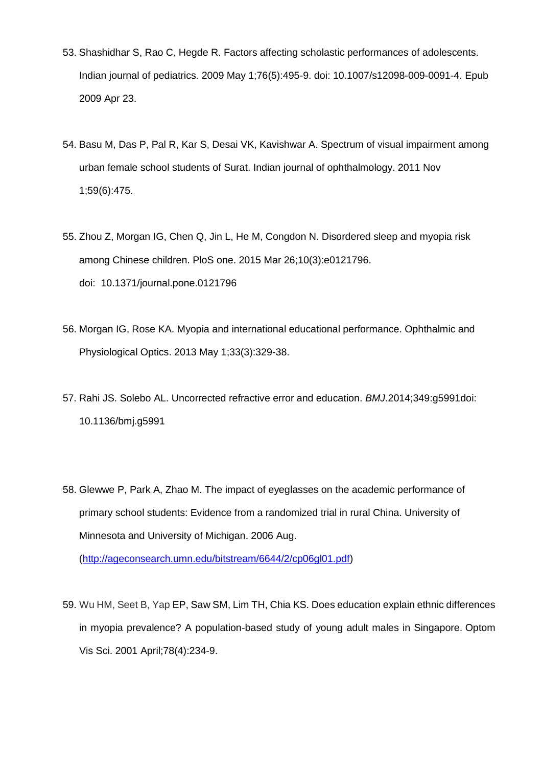53. Shashidhar S, Rao C, Hegde R. Factors affecting scholastic performances of adolescents. Indian journal of pediatrics. 2009 May 1;76(5):495-9. doi: 10.1007/s12098-009-0091-4. Epub 2009 Apr 23.

54. Basu M, Das P, Pal R, Kar S, Desai VK, Kavishwar A. Spectrum of visual impairment among urban female school students of Surat. Indian journal of ophthalmology. 2011 Nov 1;59(6):475.

55. Zhou Z, Morgan IG, Chen Q, Jin L, He M, Congdon N. Disordered sleep and myopia risk among Chinese children. PloS one. 2015 Mar 26;10(3):e0121796. doi: 10.1371/journal.pone.0121796

56. Morgan IG, Rose KA. Myopia and international educational performance. Ophthalmic and Physiological Optics. 2013 May 1;33(3):329-38.

57. Rahi JS. Solebo AL. Uncorrected refractive error and education. *BMJ.*2014;349:g5991doi: 10.1136/bmj.g5991

58. Glewwe P, Park A, Zhao M. The impact of eyeglasses on the academic performance of primary school students: Evidence from a randomized trial in rural China. University of Minnesota and University of Michigan. 2006 Aug. (http://ageconsearch.umn.edu/bitstream/6644/2/cp06gl01.pdf)

59. Wu HM, Seet B, Yap EP, Saw SM, Lim TH, Chia KS. Does education explain ethnic differences in myopia prevalence? A population-based study of young adult males in Singapore. Optom Vis Sci. 2001 April;78(4):234-9.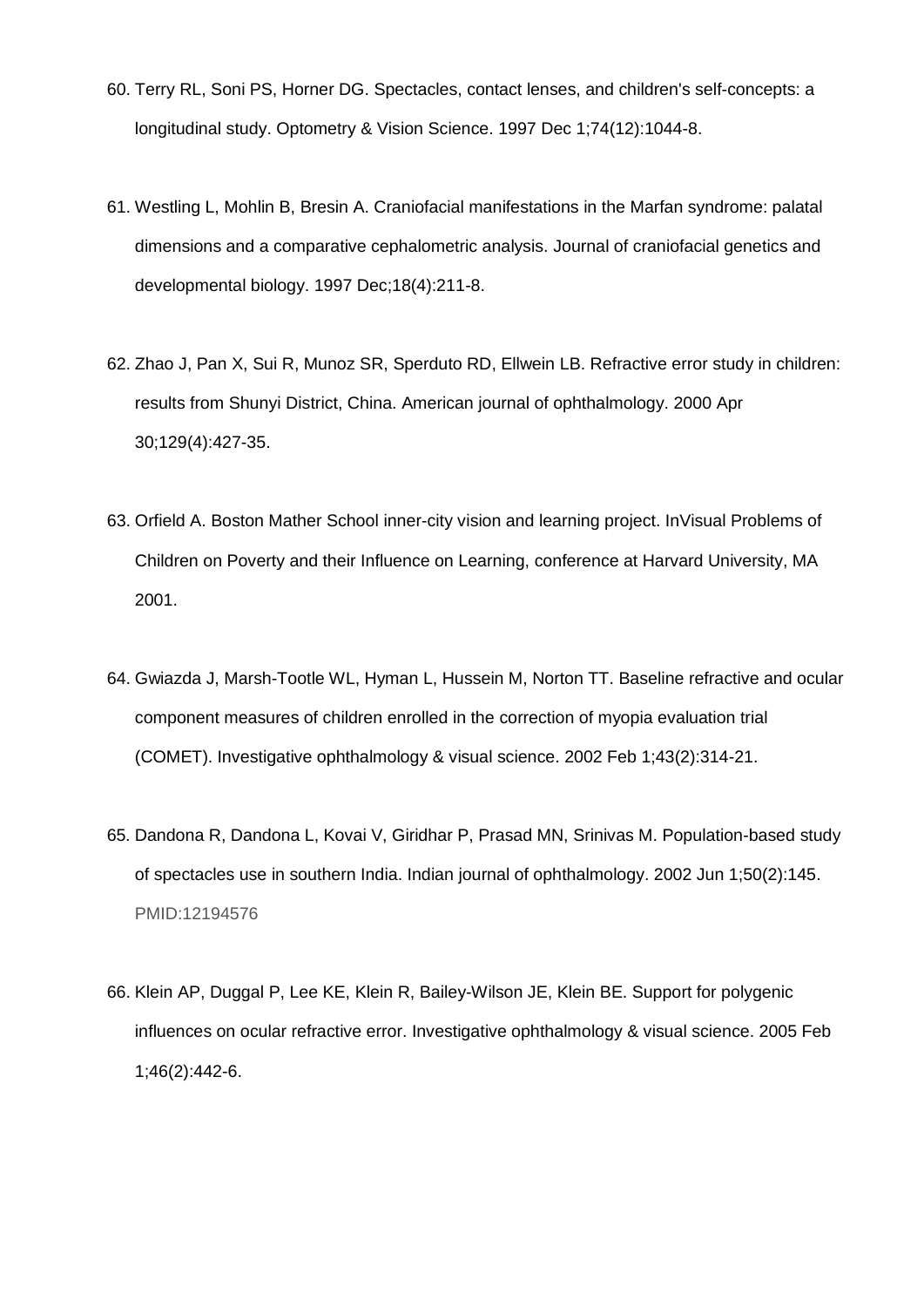60. Terry RL, Soni PS, Horner DG. Spectacles, contact lenses, and children's self-concepts: a longitudinal study. Optometry & Vision Science. 1997 Dec 1;74(12):1044-8.

61. Westling L, Mohlin B, Bresin A. Craniofacial manifestations in the Marfan syndrome: palatal dimensions and a comparative cephalometric analysis. Journal of craniofacial genetics and developmental biology. 1997 Dec;18(4):211-8.

62. Zhao J, Pan X, Sui R, Munoz SR, Sperduto RD, Ellwein LB. Refractive error study in children: results from Shunyi District, China. American journal of ophthalmology. 2000 Apr 30;129(4):427-35.

63. Orfield A. Boston Mather School inner-city vision and learning project. InVisual Problems of Children on Poverty and their Influence on Learning, conference at Harvard University, MA 2001.

64. Gwiazda J, Marsh-Tootle WL, Hyman L, Hussein M, Norton TT. Baseline refractive and ocular component measures of children enrolled in the correction of myopia evaluation trial (COMET). Investigative ophthalmology & visual science. 2002 Feb 1;43(2):314-21.

65. Dandona R, Dandona L, Kovai V, Giridhar P, Prasad MN, Srinivas M. Population-based study of spectacles use in southern India. Indian journal of ophthalmology. 2002 Jun 1;50(2):145. PMID:12194576

66. Klein AP, Duggal P, Lee KE, Klein R, Bailey-Wilson JE, Klein BE. Support for polygenic influences on ocular refractive error. Investigative ophthalmology & visual science. 2005 Feb 1;46(2):442-6.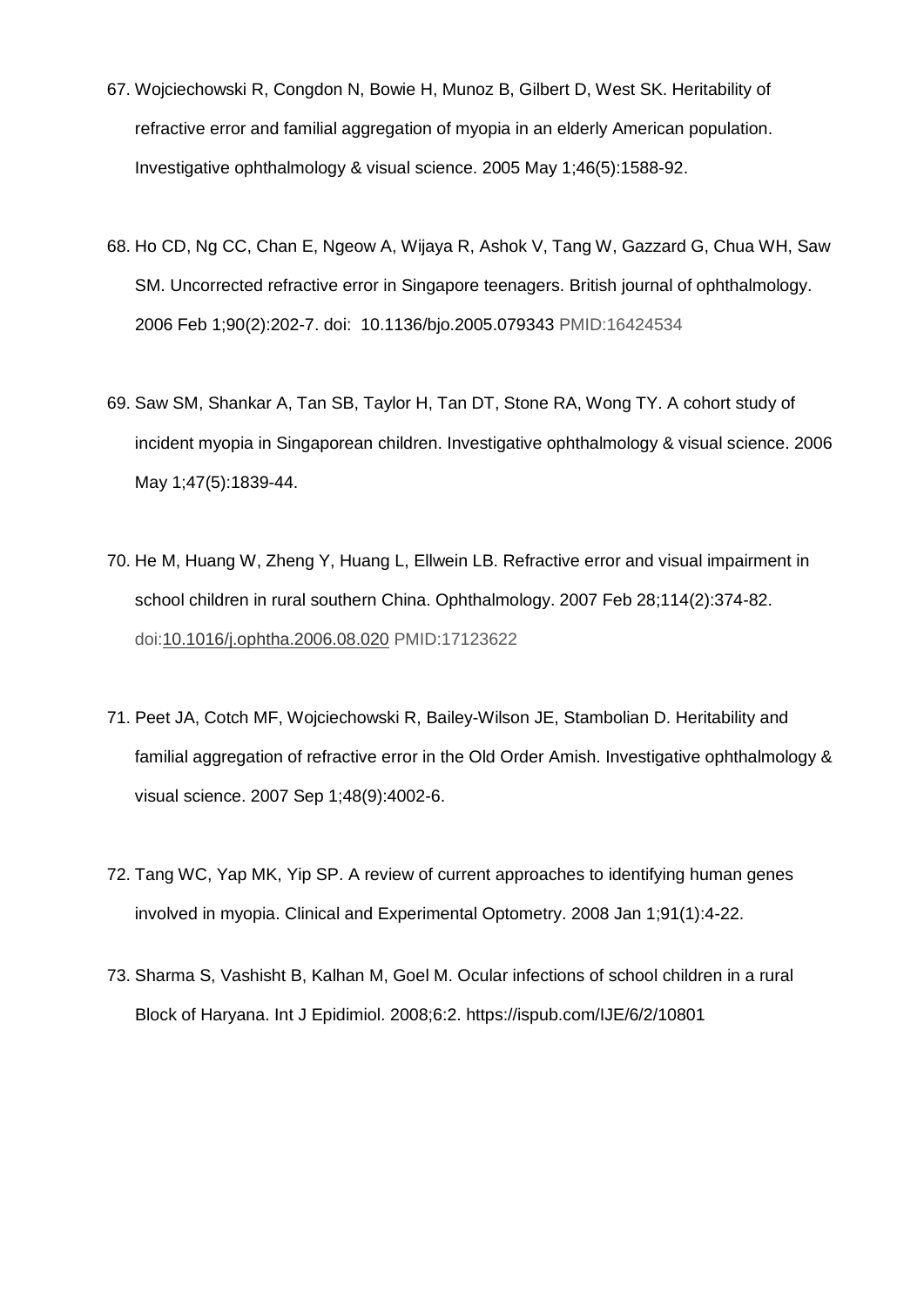67. Wojciechowski R, Congdon N, Bowie H, Munoz B, Gilbert D, West SK. Heritability of refractive error and familial aggregation of myopia in an elderly American population. Investigative ophthalmology & visual science. 2005 May 1;46(5):1588-92.

68. Ho CD, Ng CC, Chan E, Ngeow A, Wijaya R, Ashok V, Tang W, Gazzard G, Chua WH, Saw SM. Uncorrected refractive error in Singapore teenagers. British journal of ophthalmology. 2006 Feb 1;90(2):202-7. doi: 10.1136/bjo.2005.079343 PMID:16424534

69. Saw SM, Shankar A, Tan SB, Taylor H, Tan DT, Stone RA, Wong TY. A cohort study of incident myopia in Singaporean children. Investigative ophthalmology & visual science. 2006 May 1;47(5):1839-44.

70. He M, Huang W, Zheng Y, Huang L, Ellwein LB. Refractive error and visual impairment in school children in rural southern China. Ophthalmology. 2007 Feb 28;114(2):374-82. doi:10.1016/j.ophtha.2006.08.020 PMID:17123622

71. Peet JA, Cotch MF, Wojciechowski R, Bailey-Wilson JE, Stambolian D. Heritability and familial aggregation of refractive error in the Old Order Amish. Investigative ophthalmology & visual science. 2007 Sep 1;48(9):4002-6.

72. Tang WC, Yap MK, Yip SP. A review of current approaches to identifying human genes involved in myopia. Clinical and Experimental Optometry. 2008 Jan 1;91(1):4-22.

73. Sharma S, Vashisht B, Kalhan M, Goel M. Ocular infections of school children in a rural Block of Haryana. Int J Epidimiol. 2008;6:2. https://ispub.com/IJE/6/2/10801